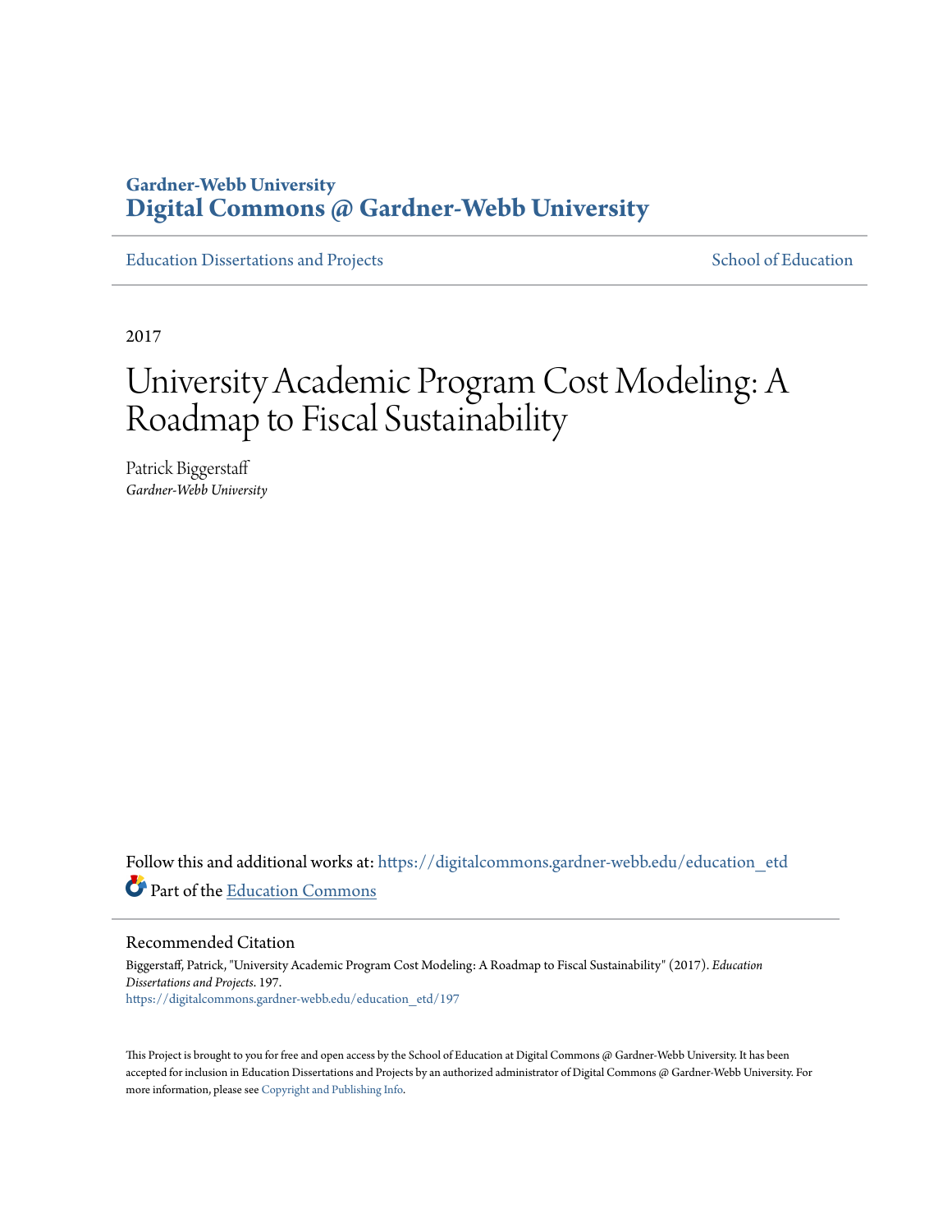Gardner-Webb University
**Digital Commons @ Gardner-Webb University**

Education Dissertations and Projects

School of Education

2017

# University Academic Program Cost Modeling: A Roadmap to Fiscal Sustainability

Patrick Biggerstaff
*Gardner-Webb University*

Follow this and additional works at: https://digitalcommons.gardner-webb.edu/education_etd

Part of the Education Commons

## Recommended Citation

Biggerstaff, Patrick, "University Academic Program Cost Modeling: A Roadmap to Fiscal Sustainability" (2017). *Education Dissertations and Projects*. 197.
https://digitalcommons.gardner-webb.edu/education_etd/197

This Project is brought to you for free and open access by the School of Education at Digital Commons @ Gardner-Webb University. It has been accepted for inclusion in Education Dissertations and Projects by an authorized administrator of Digital Commons @ Gardner-Webb University. For more information, please see Copyright and Publishing Info.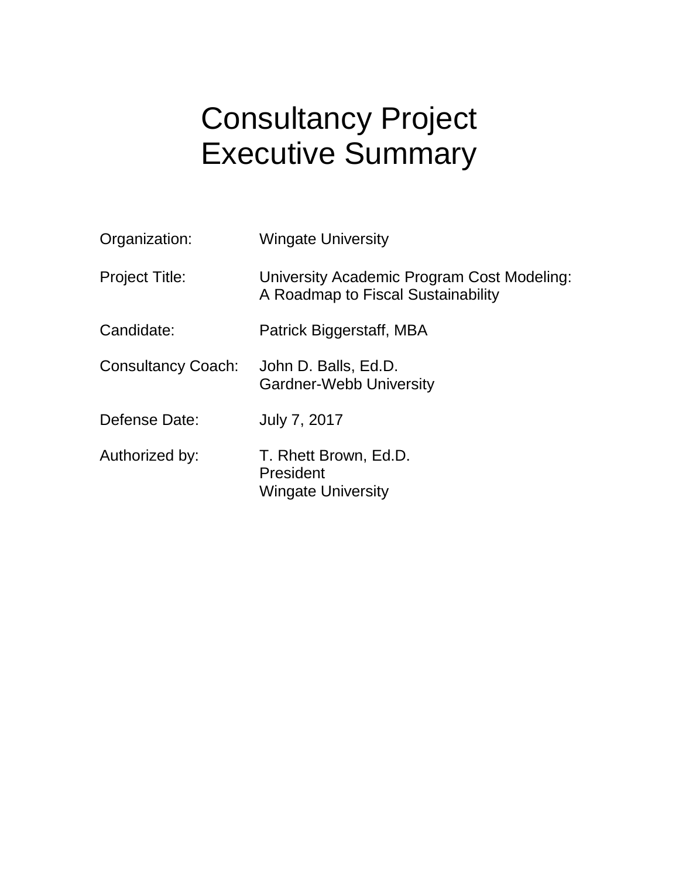# Consultancy Project
# Executive Summary

Organization: Wingate University

Project Title: University Academic Program Cost Modeling: A Roadmap to Fiscal Sustainability

Candidate: Patrick Biggerstaff, MBA

Consultancy Coach: John D. Balls, Ed.D.
Gardner-Webb University

Defense Date: July 7, 2017

Authorized by: T. Rhett Brown, Ed.D.
President
Wingate University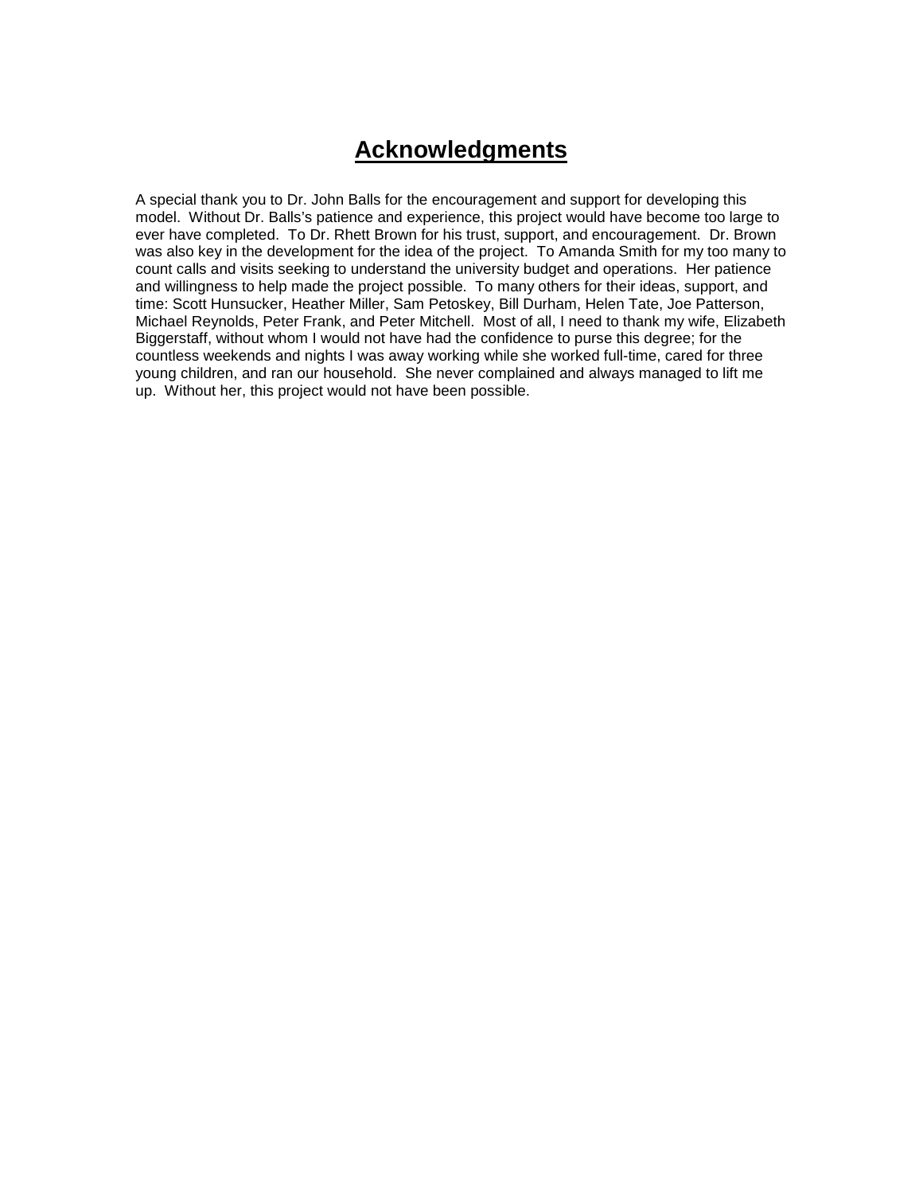# Acknowledgments

A special thank you to Dr. John Balls for the encouragement and support for developing this model. Without Dr. Balls's patience and experience, this project would have become too large to ever have completed. To Dr. Rhett Brown for his trust, support, and encouragement. Dr. Brown was also key in the development for the idea of the project. To Amanda Smith for my too many to count calls and visits seeking to understand the university budget and operations. Her patience and willingness to help made the project possible. To many others for their ideas, support, and time: Scott Hunsucker, Heather Miller, Sam Petoskey, Bill Durham, Helen Tate, Joe Patterson, Michael Reynolds, Peter Frank, and Peter Mitchell. Most of all, I need to thank my wife, Elizabeth Biggerstaff, without whom I would not have had the confidence to purse this degree; for the countless weekends and nights I was away working while she worked full-time, cared for three young children, and ran our household. She never complained and always managed to lift me up. Without her, this project would not have been possible.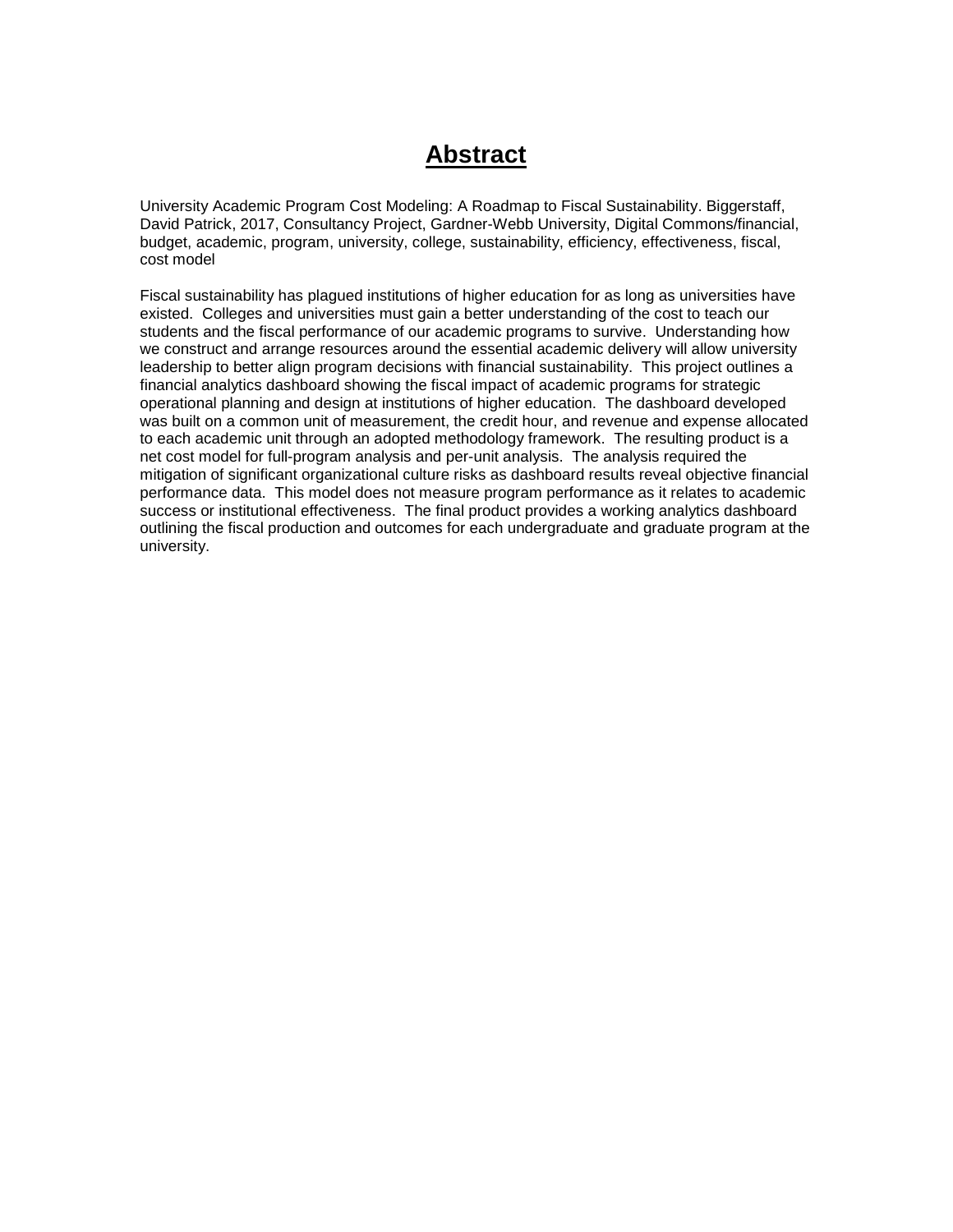# Abstract

University Academic Program Cost Modeling: A Roadmap to Fiscal Sustainability. Biggerstaff, David Patrick, 2017, Consultancy Project, Gardner-Webb University, Digital Commons/financial, budget, academic, program, university, college, sustainability, efficiency, effectiveness, fiscal, cost model

Fiscal sustainability has plagued institutions of higher education for as long as universities have existed. Colleges and universities must gain a better understanding of the cost to teach our students and the fiscal performance of our academic programs to survive. Understanding how we construct and arrange resources around the essential academic delivery will allow university leadership to better align program decisions with financial sustainability. This project outlines a financial analytics dashboard showing the fiscal impact of academic programs for strategic operational planning and design at institutions of higher education. The dashboard developed was built on a common unit of measurement, the credit hour, and revenue and expense allocated to each academic unit through an adopted methodology framework. The resulting product is a net cost model for full-program analysis and per-unit analysis. The analysis required the mitigation of significant organizational culture risks as dashboard results reveal objective financial performance data. This model does not measure program performance as it relates to academic success or institutional effectiveness. The final product provides a working analytics dashboard outlining the fiscal production and outcomes for each undergraduate and graduate program at the university.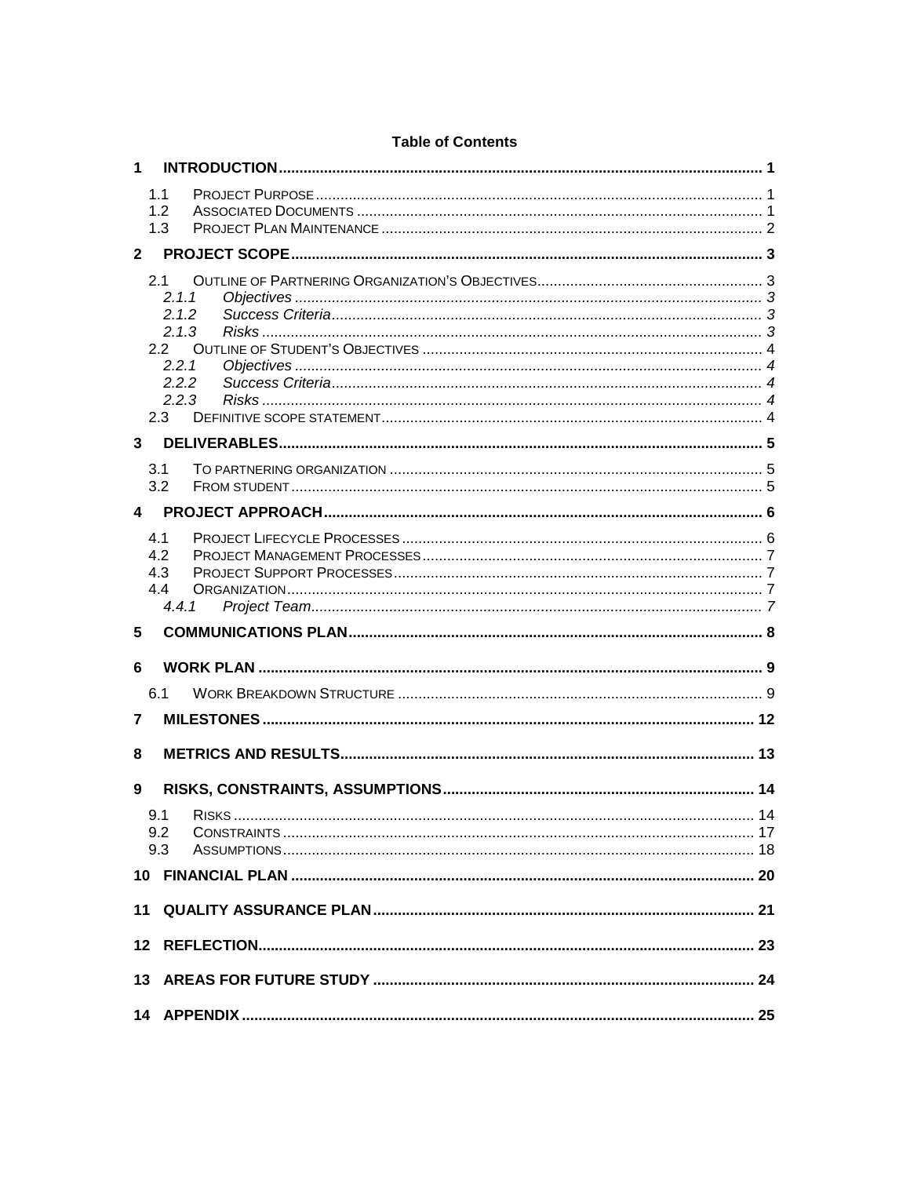# Table of Contents

**1 INTRODUCTION** ..... 1

- 1.1 PROJECT PURPOSE ..... 1
- 1.2 ASSOCIATED DOCUMENTS ..... 1
- 1.3 PROJECT PLAN MAINTENANCE ..... 2

**2 PROJECT SCOPE** ..... 3

- 2.1 OUTLINE OF PARTNERING ORGANIZATION'S OBJECTIVES ..... 3
  - *2.1.1 Objectives* ..... *3*
  - *2.1.2 Success Criteria* ..... *3*
  - *2.1.3 Risks* ..... *3*
- 2.2 OUTLINE OF STUDENT'S OBJECTIVES ..... 4
  - *2.2.1 Objectives* ..... *4*
  - *2.2.2 Success Criteria* ..... *4*
  - *2.2.3 Risks* ..... *4*
- 2.3 DEFINITIVE SCOPE STATEMENT ..... 4

**3 DELIVERABLES** ..... 5

- 3.1 TO PARTNERING ORGANIZATION ..... 5
- 3.2 FROM STUDENT ..... 5

**4 PROJECT APPROACH** ..... 6

- 4.1 PROJECT LIFECYCLE PROCESSES ..... 6
- 4.2 PROJECT MANAGEMENT PROCESSES ..... 7
- 4.3 PROJECT SUPPORT PROCESSES ..... 7
- 4.4 ORGANIZATION ..... 7
  - *4.4.1 Project Team* ..... *7*

**5 COMMUNICATIONS PLAN** ..... 8

**6 WORK PLAN** ..... 9

- 6.1 WORK BREAKDOWN STRUCTURE ..... 9

**7 MILESTONES** ..... 12

**8 METRICS AND RESULTS** ..... 13

**9 RISKS, CONSTRAINTS, ASSUMPTIONS** ..... 14

- 9.1 RISKS ..... 14
- 9.2 CONSTRAINTS ..... 17
- 9.3 ASSUMPTIONS ..... 18

**10 FINANCIAL PLAN** ..... 20

**11 QUALITY ASSURANCE PLAN** ..... 21

**12 REFLECTION** ..... 23

**13 AREAS FOR FUTURE STUDY** ..... 24

**14 APPENDIX** ..... 25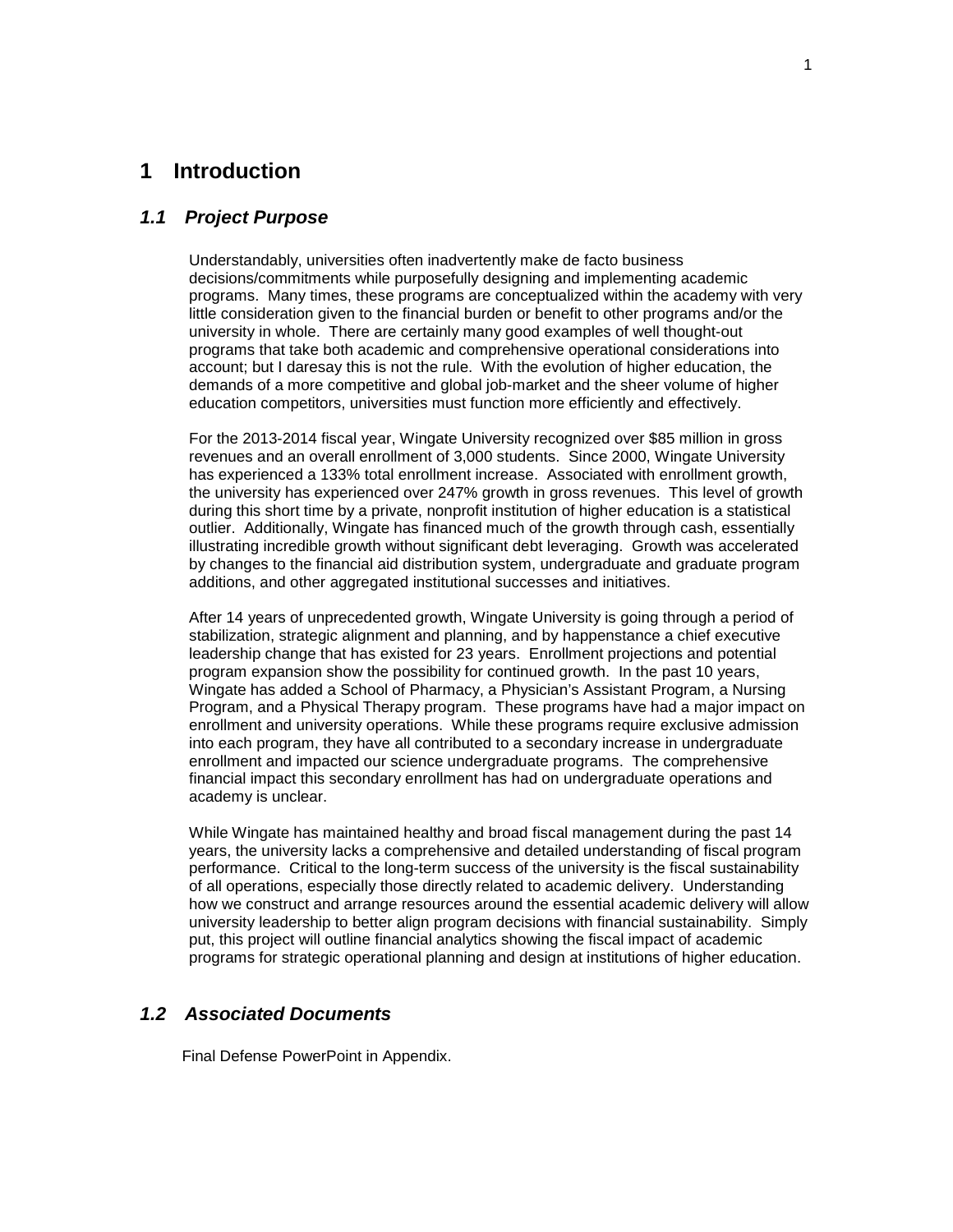# 1 Introduction

## *1.1 Project Purpose*

Understandably, universities often inadvertently make de facto business decisions/commitments while purposefully designing and implementing academic programs. Many times, these programs are conceptualized within the academy with very little consideration given to the financial burden or benefit to other programs and/or the university in whole. There are certainly many good examples of well thought-out programs that take both academic and comprehensive operational considerations into account; but I daresay this is not the rule. With the evolution of higher education, the demands of a more competitive and global job-market and the sheer volume of higher education competitors, universities must function more efficiently and effectively.

For the 2013-2014 fiscal year, Wingate University recognized over $85 million in gross revenues and an overall enrollment of 3,000 students. Since 2000, Wingate University has experienced a 133% total enrollment increase. Associated with enrollment growth, the university has experienced over 247% growth in gross revenues. This level of growth during this short time by a private, nonprofit institution of higher education is a statistical outlier. Additionally, Wingate has financed much of the growth through cash, essentially illustrating incredible growth without significant debt leveraging. Growth was accelerated by changes to the financial aid distribution system, undergraduate and graduate program additions, and other aggregated institutional successes and initiatives.

After 14 years of unprecedented growth, Wingate University is going through a period of stabilization, strategic alignment and planning, and by happenstance a chief executive leadership change that has existed for 23 years. Enrollment projections and potential program expansion show the possibility for continued growth. In the past 10 years, Wingate has added a School of Pharmacy, a Physician's Assistant Program, a Nursing Program, and a Physical Therapy program. These programs have had a major impact on enrollment and university operations. While these programs require exclusive admission into each program, they have all contributed to a secondary increase in undergraduate enrollment and impacted our science undergraduate programs. The comprehensive financial impact this secondary enrollment has had on undergraduate operations and academy is unclear.

While Wingate has maintained healthy and broad fiscal management during the past 14 years, the university lacks a comprehensive and detailed understanding of fiscal program performance. Critical to the long-term success of the university is the fiscal sustainability of all operations, especially those directly related to academic delivery. Understanding how we construct and arrange resources around the essential academic delivery will allow university leadership to better align program decisions with financial sustainability. Simply put, this project will outline financial analytics showing the fiscal impact of academic programs for strategic operational planning and design at institutions of higher education.

## *1.2 Associated Documents*

Final Defense PowerPoint in Appendix.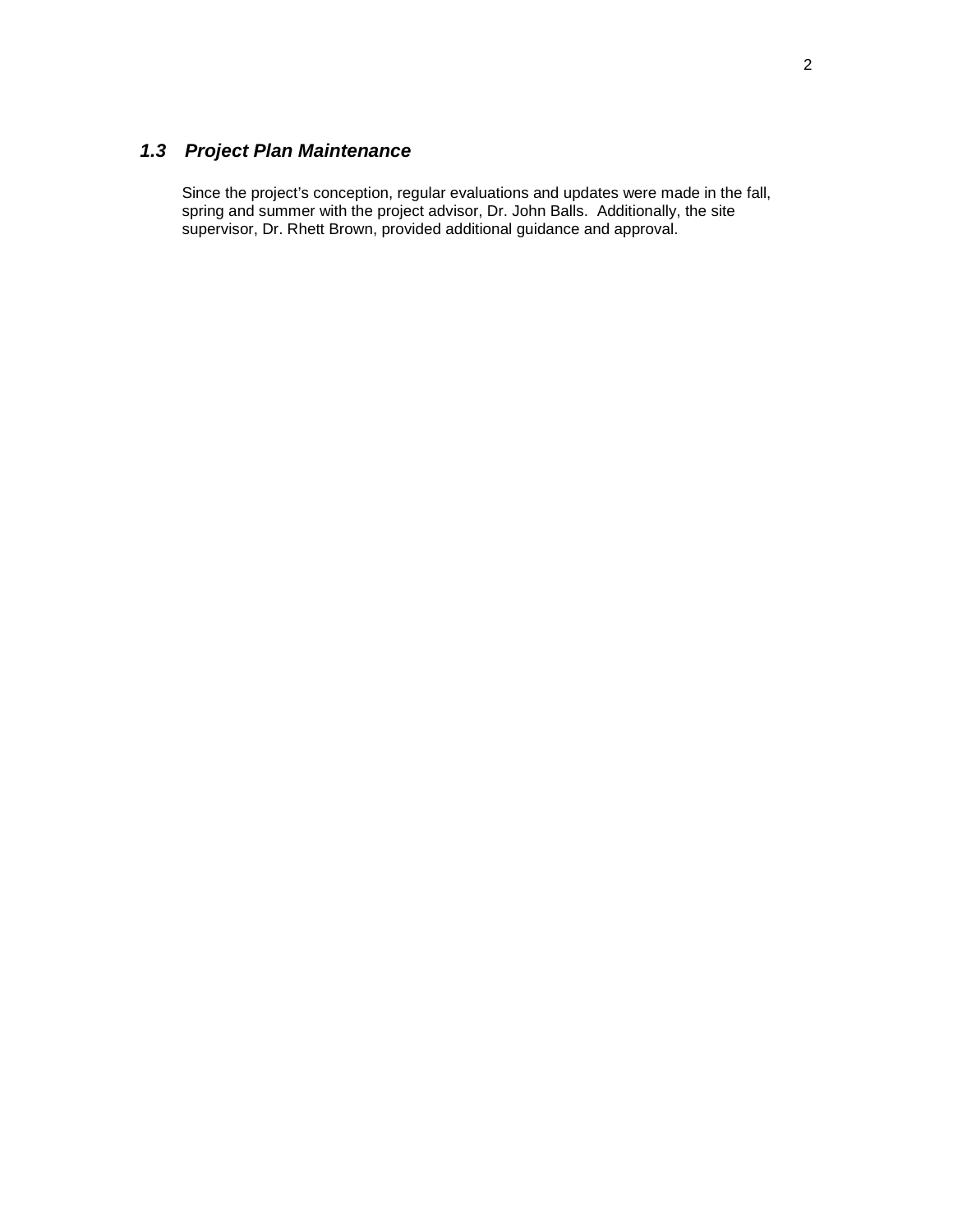### ***1.3 Project Plan Maintenance***

Since the project's conception, regular evaluations and updates were made in the fall, spring and summer with the project advisor, Dr. John Balls. Additionally, the site supervisor, Dr. Rhett Brown, provided additional guidance and approval.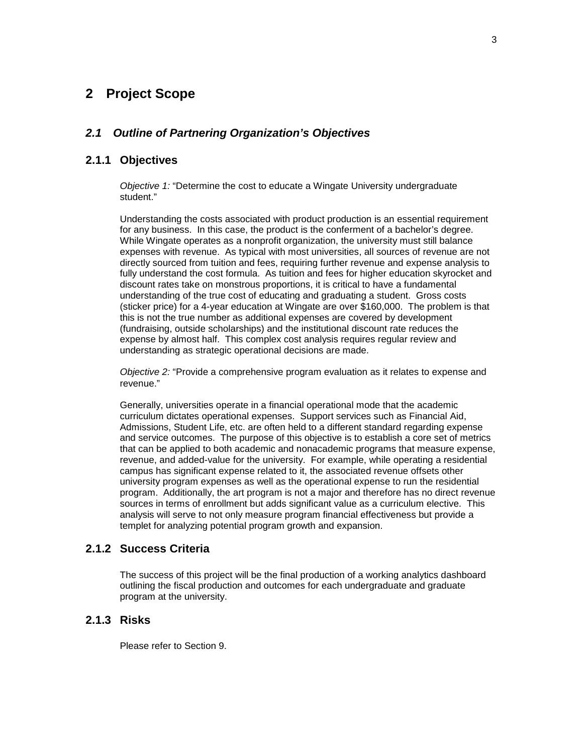# 2 Project Scope

## *2.1 Outline of Partnering Organization's Objectives*

### 2.1.1 Objectives

*Objective 1:* "Determine the cost to educate a Wingate University undergraduate student."

Understanding the costs associated with product production is an essential requirement for any business. In this case, the product is the conferment of a bachelor's degree. While Wingate operates as a nonprofit organization, the university must still balance expenses with revenue. As typical with most universities, all sources of revenue are not directly sourced from tuition and fees, requiring further revenue and expense analysis to fully understand the cost formula. As tuition and fees for higher education skyrocket and discount rates take on monstrous proportions, it is critical to have a fundamental understanding of the true cost of educating and graduating a student. Gross costs (sticker price) for a 4-year education at Wingate are over $160,000. The problem is that this is not the true number as additional expenses are covered by development (fundraising, outside scholarships) and the institutional discount rate reduces the expense by almost half. This complex cost analysis requires regular review and understanding as strategic operational decisions are made.

*Objective 2:* "Provide a comprehensive program evaluation as it relates to expense and revenue."

Generally, universities operate in a financial operational mode that the academic curriculum dictates operational expenses. Support services such as Financial Aid, Admissions, Student Life, etc. are often held to a different standard regarding expense and service outcomes. The purpose of this objective is to establish a core set of metrics that can be applied to both academic and nonacademic programs that measure expense, revenue, and added-value for the university. For example, while operating a residential campus has significant expense related to it, the associated revenue offsets other university program expenses as well as the operational expense to run the residential program. Additionally, the art program is not a major and therefore has no direct revenue sources in terms of enrollment but adds significant value as a curriculum elective. This analysis will serve to not only measure program financial effectiveness but provide a templet for analyzing potential program growth and expansion.

### 2.1.2 Success Criteria

The success of this project will be the final production of a working analytics dashboard outlining the fiscal production and outcomes for each undergraduate and graduate program at the university.

### 2.1.3 Risks

Please refer to Section 9.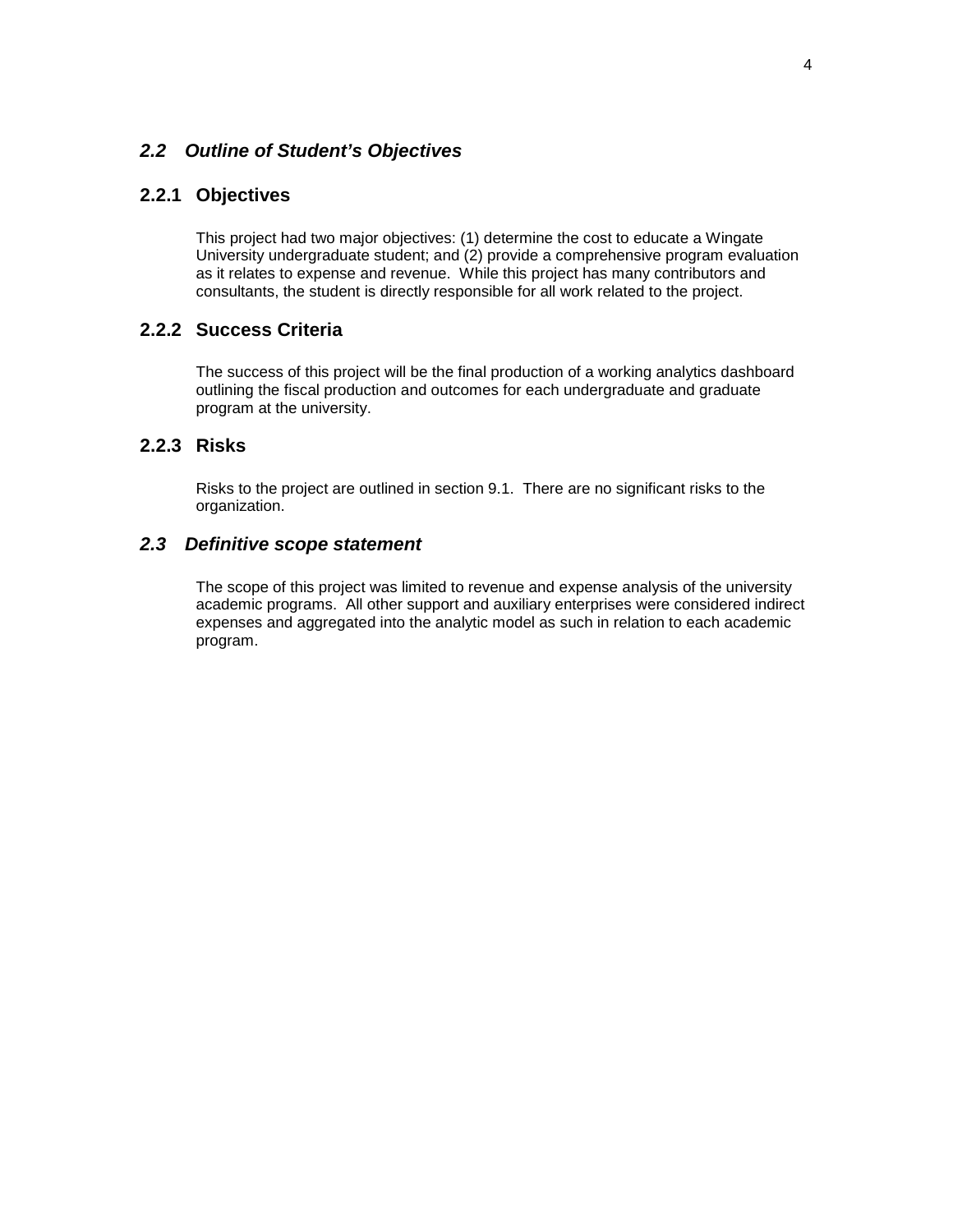## *2.2 Outline of Student's Objectives*

### 2.2.1 Objectives

This project had two major objectives: (1) determine the cost to educate a Wingate University undergraduate student; and (2) provide a comprehensive program evaluation as it relates to expense and revenue. While this project has many contributors and consultants, the student is directly responsible for all work related to the project.

### 2.2.2 Success Criteria

The success of this project will be the final production of a working analytics dashboard outlining the fiscal production and outcomes for each undergraduate and graduate program at the university.

### 2.2.3 Risks

Risks to the project are outlined in section 9.1. There are no significant risks to the organization.

## *2.3 Definitive scope statement*

The scope of this project was limited to revenue and expense analysis of the university academic programs. All other support and auxiliary enterprises were considered indirect expenses and aggregated into the analytic model as such in relation to each academic program.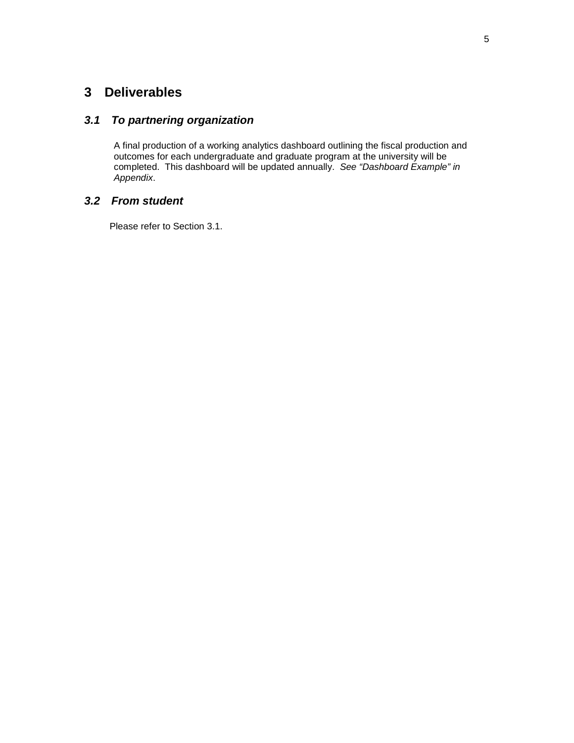# 3 Deliverables

## *3.1 To partnering organization*

A final production of a working analytics dashboard outlining the fiscal production and outcomes for each undergraduate and graduate program at the university will be completed. This dashboard will be updated annually. *See "Dashboard Example" in Appendix*.

## *3.2 From student*

Please refer to Section 3.1.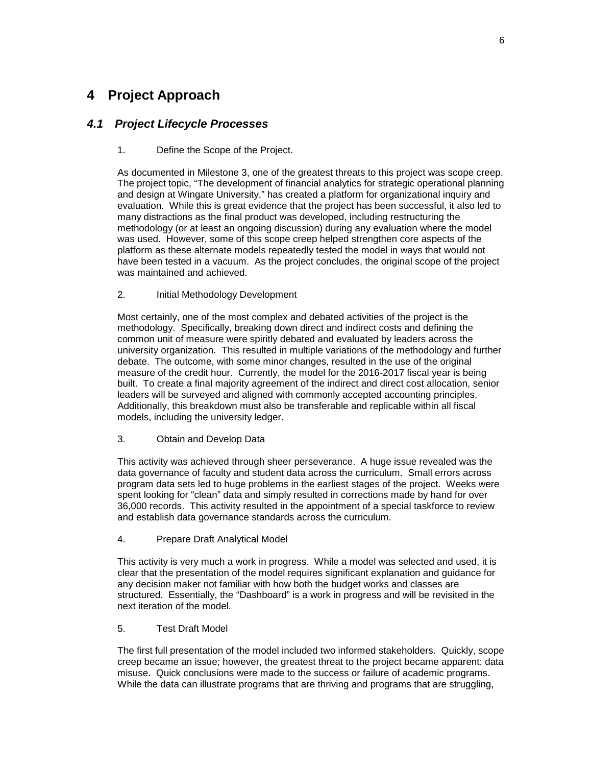# 4 Project Approach

## *4.1 Project Lifecycle Processes*

1. Define the Scope of the Project.

As documented in Milestone 3, one of the greatest threats to this project was scope creep. The project topic, "The development of financial analytics for strategic operational planning and design at Wingate University," has created a platform for organizational inquiry and evaluation. While this is great evidence that the project has been successful, it also led to many distractions as the final product was developed, including restructuring the methodology (or at least an ongoing discussion) during any evaluation where the model was used. However, some of this scope creep helped strengthen core aspects of the platform as these alternate models repeatedly tested the model in ways that would not have been tested in a vacuum. As the project concludes, the original scope of the project was maintained and achieved.

2. Initial Methodology Development

Most certainly, one of the most complex and debated activities of the project is the methodology. Specifically, breaking down direct and indirect costs and defining the common unit of measure were spiritly debated and evaluated by leaders across the university organization. This resulted in multiple variations of the methodology and further debate. The outcome, with some minor changes, resulted in the use of the original measure of the credit hour. Currently, the model for the 2016-2017 fiscal year is being built. To create a final majority agreement of the indirect and direct cost allocation, senior leaders will be surveyed and aligned with commonly accepted accounting principles. Additionally, this breakdown must also be transferable and replicable within all fiscal models, including the university ledger.

3. Obtain and Develop Data

This activity was achieved through sheer perseverance. A huge issue revealed was the data governance of faculty and student data across the curriculum. Small errors across program data sets led to huge problems in the earliest stages of the project. Weeks were spent looking for "clean" data and simply resulted in corrections made by hand for over 36,000 records. This activity resulted in the appointment of a special taskforce to review and establish data governance standards across the curriculum.

4. Prepare Draft Analytical Model

This activity is very much a work in progress. While a model was selected and used, it is clear that the presentation of the model requires significant explanation and guidance for any decision maker not familiar with how both the budget works and classes are structured. Essentially, the "Dashboard" is a work in progress and will be revisited in the next iteration of the model.

5. Test Draft Model

The first full presentation of the model included two informed stakeholders. Quickly, scope creep became an issue; however, the greatest threat to the project became apparent: data misuse. Quick conclusions were made to the success or failure of academic programs. While the data can illustrate programs that are thriving and programs that are struggling,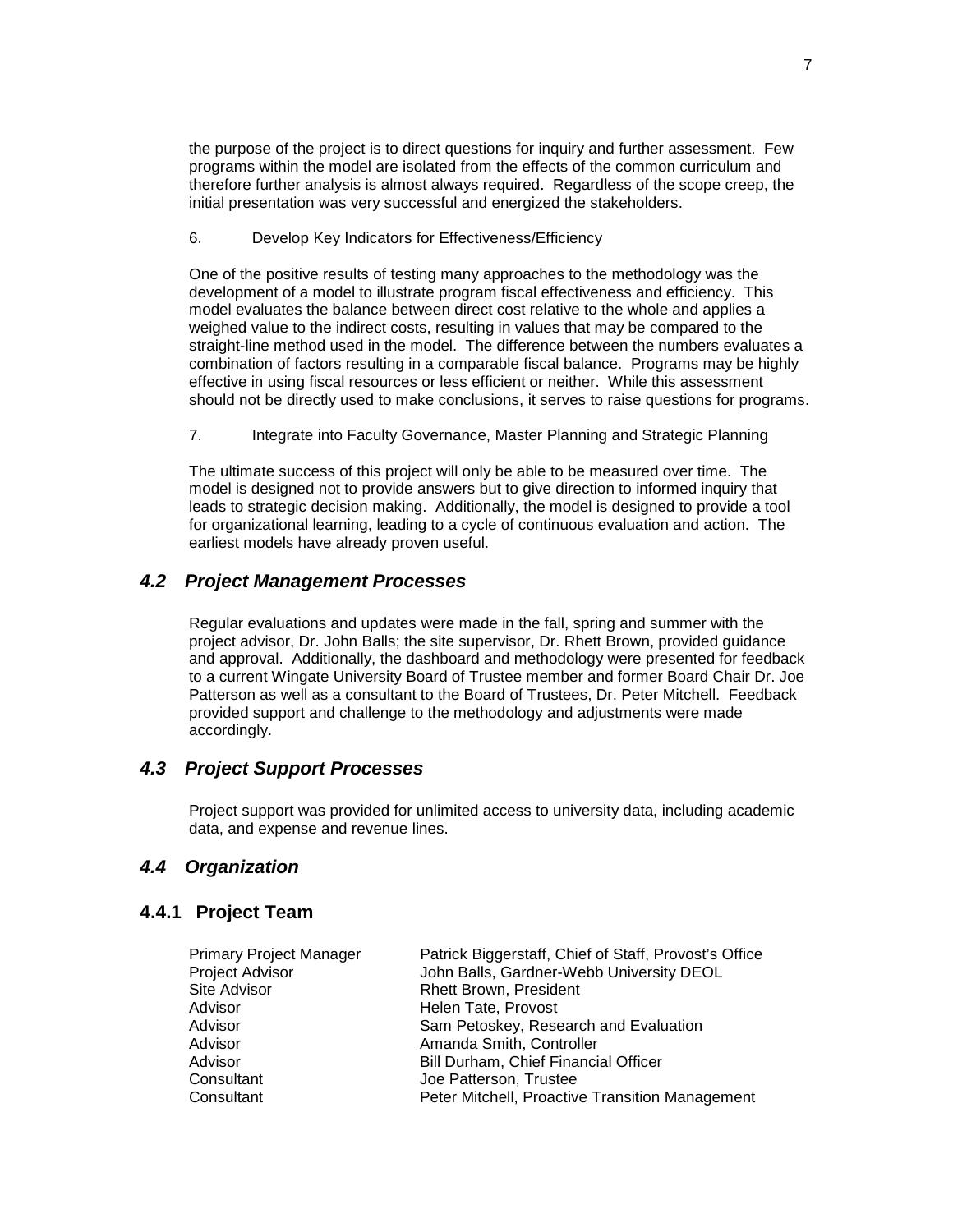the purpose of the project is to direct questions for inquiry and further assessment. Few programs within the model are isolated from the effects of the common curriculum and therefore further analysis is almost always required. Regardless of the scope creep, the initial presentation was very successful and energized the stakeholders.

6. Develop Key Indicators for Effectiveness/Efficiency

One of the positive results of testing many approaches to the methodology was the development of a model to illustrate program fiscal effectiveness and efficiency. This model evaluates the balance between direct cost relative to the whole and applies a weighed value to the indirect costs, resulting in values that may be compared to the straight-line method used in the model. The difference between the numbers evaluates a combination of factors resulting in a comparable fiscal balance. Programs may be highly effective in using fiscal resources or less efficient or neither. While this assessment should not be directly used to make conclusions, it serves to raise questions for programs.

7. Integrate into Faculty Governance, Master Planning and Strategic Planning

The ultimate success of this project will only be able to be measured over time. The model is designed not to provide answers but to give direction to informed inquiry that leads to strategic decision making. Additionally, the model is designed to provide a tool for organizational learning, leading to a cycle of continuous evaluation and action. The earliest models have already proven useful.

## *4.2 Project Management Processes*

Regular evaluations and updates were made in the fall, spring and summer with the project advisor, Dr. John Balls; the site supervisor, Dr. Rhett Brown, provided guidance and approval. Additionally, the dashboard and methodology were presented for feedback to a current Wingate University Board of Trustee member and former Board Chair Dr. Joe Patterson as well as a consultant to the Board of Trustees, Dr. Peter Mitchell. Feedback provided support and challenge to the methodology and adjustments were made accordingly.

## *4.3 Project Support Processes*

Project support was provided for unlimited access to university data, including academic data, and expense and revenue lines.

## *4.4 Organization*

### 4.4.1 Project Team

| | |
|---|---|
| Primary Project Manager | Patrick Biggerstaff, Chief of Staff, Provost's Office |
| Project Advisor | John Balls, Gardner-Webb University DEOL |
| Site Advisor | Rhett Brown, President |
| Advisor | Helen Tate, Provost |
| Advisor | Sam Petoskey, Research and Evaluation |
| Advisor | Amanda Smith, Controller |
| Advisor | Bill Durham, Chief Financial Officer |
| Consultant | Joe Patterson, Trustee |
| Consultant | Peter Mitchell, Proactive Transition Management |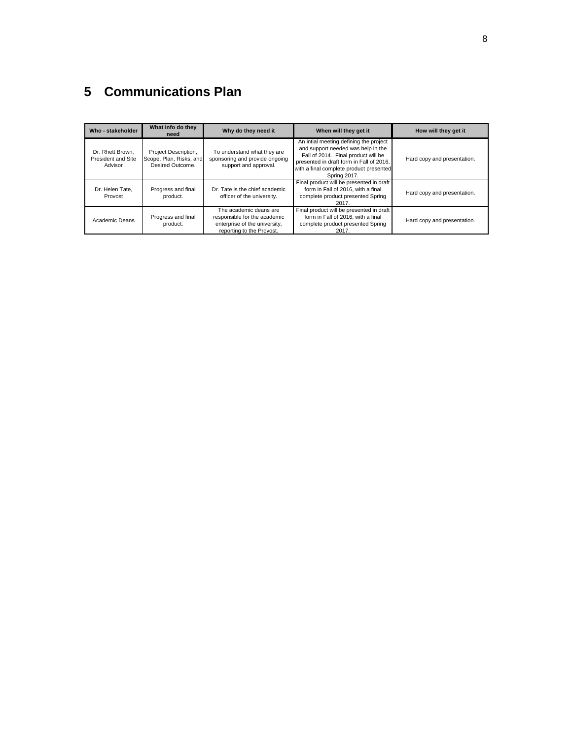# 5 Communications Plan

| Who - stakeholder | What info do they need | Why do they need it | When will they get it | How will they get it |
|---|---|---|---|---|
| Dr. Rhett Brown, President and Site Advisor | Project Description, Scope, Plan, Risks, and Desired Outcome. | To understand what they are sponsoring and provide ongoing support and approval. | An intial meeting defining the project and support needed was help in the Fall of 2014. Final product will be presented in draft form in Fall of 2016, with a final complete product presented Spring 2017. | Hard copy and presentation. |
| Dr. Helen Tate, Provost | Progress and final product. | Dr. Tate is the chief academic officer of the university. | Final product will be presented in draft form in Fall of 2016, with a final complete product presented Spring 2017. | Hard copy and presentation. |
| Academic Deans | Progress and final product. | The academic deans are responsible for the academic enterprise of the university, reporting to the Provost. | Final product will be presented in draft form in Fall of 2016, with a final complete product presented Spring 2017. | Hard copy and presentation. |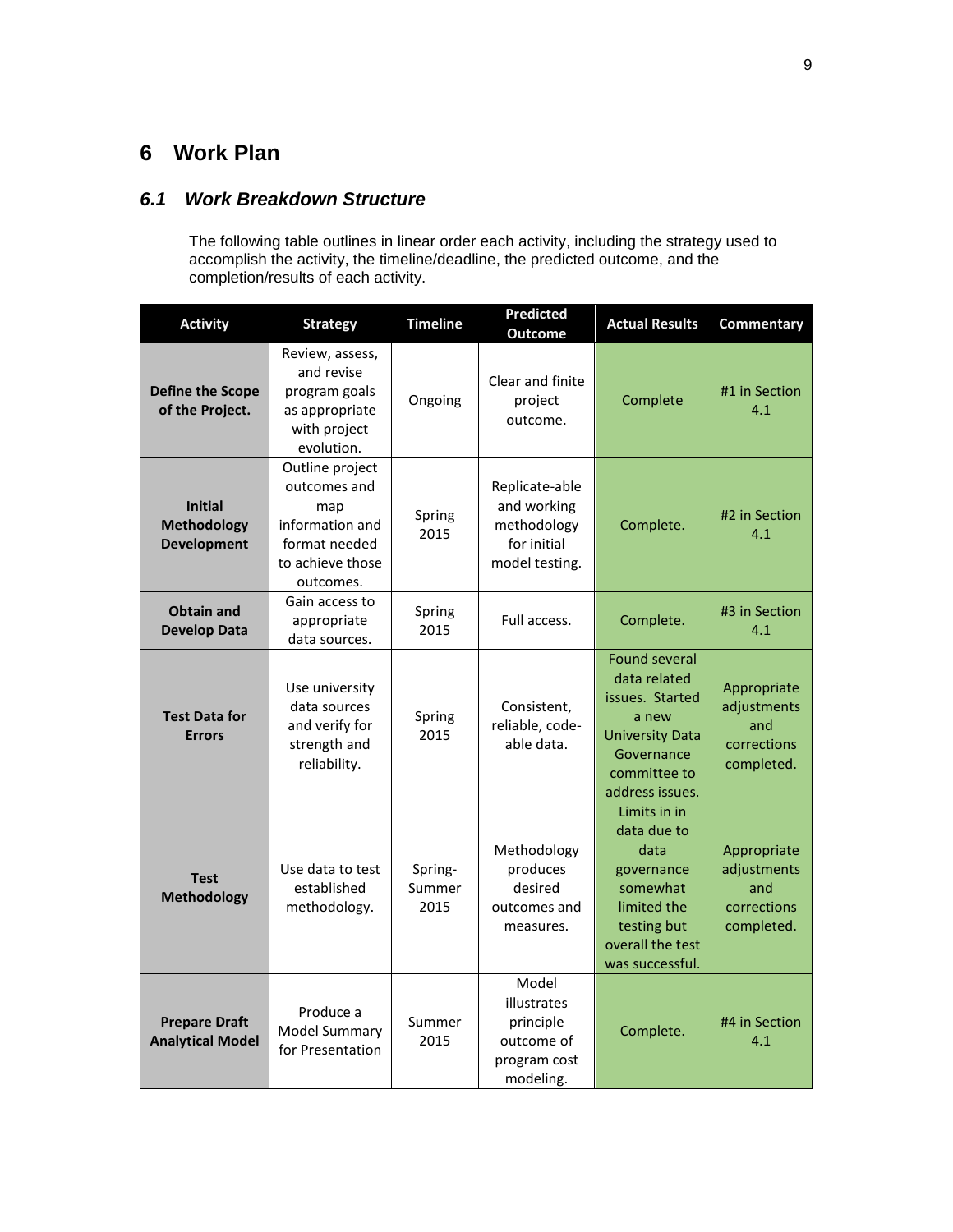# 6 Work Plan

## 6.1 Work Breakdown Structure

The following table outlines in linear order each activity, including the strategy used to accomplish the activity, the timeline/deadline, the predicted outcome, and the completion/results of each activity.

| Activity | Strategy | Timeline | Predicted Outcome | Actual Results | Commentary |
|---|---|---|---|---|---|
| **Define the Scope of the Project.** | Review, assess, and revise program goals as appropriate with project evolution. | Ongoing | Clear and finite project outcome. | Complete | #1 in Section 4.1 |
| **Initial Methodology Development** | Outline project outcomes and map information and format needed to achieve those outcomes. | Spring 2015 | Replicate-able and working methodology for initial model testing. | Complete. | #2 in Section 4.1 |
| **Obtain and Develop Data** | Gain access to appropriate data sources. | Spring 2015 | Full access. | Complete. | #3 in Section 4.1 |
| **Test Data for Errors** | Use university data sources and verify for strength and reliability. | Spring 2015 | Consistent, reliable, code-able data. | Found several data related issues. Started a new University Data Governance committee to address issues. | Appropriate adjustments and corrections completed. |
| **Test Methodology** | Use data to test established methodology. | Spring-Summer 2015 | Methodology produces desired outcomes and measures. | Limits in in data due to data governance somewhat limited the testing but overall the test was successful. | Appropriate adjustments and corrections completed. |
| **Prepare Draft Analytical Model** | Produce a Model Summary for Presentation | Summer 2015 | Model illustrates principle outcome of program cost modeling. | Complete. | #4 in Section 4.1 |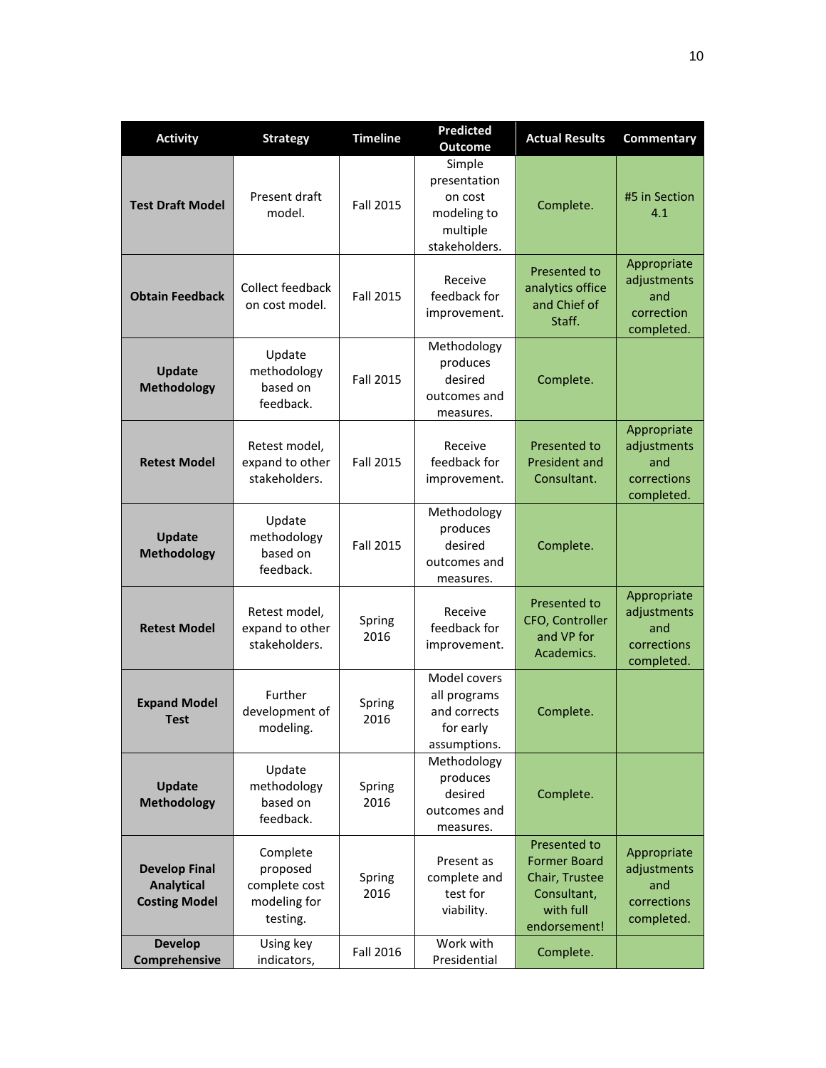| Activity | Strategy | Timeline | Predicted Outcome | Actual Results | Commentary |
|---|---|---|---|---|---|
| **Test Draft Model** | Present draft model. | Fall 2015 | Simple presentation on cost modeling to multiple stakeholders. | Complete. | #5 in Section 4.1 |
| **Obtain Feedback** | Collect feedback on cost model. | Fall 2015 | Receive feedback for improvement. | Presented to analytics office and Chief of Staff. | Appropriate adjustments and correction completed. |
| **Update Methodology** | Update methodology based on feedback. | Fall 2015 | Methodology produces desired outcomes and measures. | Complete. | |
| **Retest Model** | Retest model, expand to other stakeholders. | Fall 2015 | Receive feedback for improvement. | Presented to President and Consultant. | Appropriate adjustments and corrections completed. |
| **Update Methodology** | Update methodology based on feedback. | Fall 2015 | Methodology produces desired outcomes and measures. | Complete. | |
| **Retest Model** | Retest model, expand to other stakeholders. | Spring 2016 | Receive feedback for improvement. | Presented to CFO, Controller and VP for Academics. | Appropriate adjustments and corrections completed. |
| **Expand Model Test** | Further development of modeling. | Spring 2016 | Model covers all programs and corrects for early assumptions. | Complete. | |
| **Update Methodology** | Update methodology based on feedback. | Spring 2016 | Methodology produces desired outcomes and measures. | Complete. | |
| **Develop Final Analytical Costing Model** | Complete proposed complete cost modeling for testing. | Spring 2016 | Present as complete and test for viability. | Presented to Former Board Chair, Trustee Consultant, with full endorsement! | Appropriate adjustments and corrections completed. |
| **Develop Comprehensive** | Using key indicators, | Fall 2016 | Work with Presidential | Complete. | |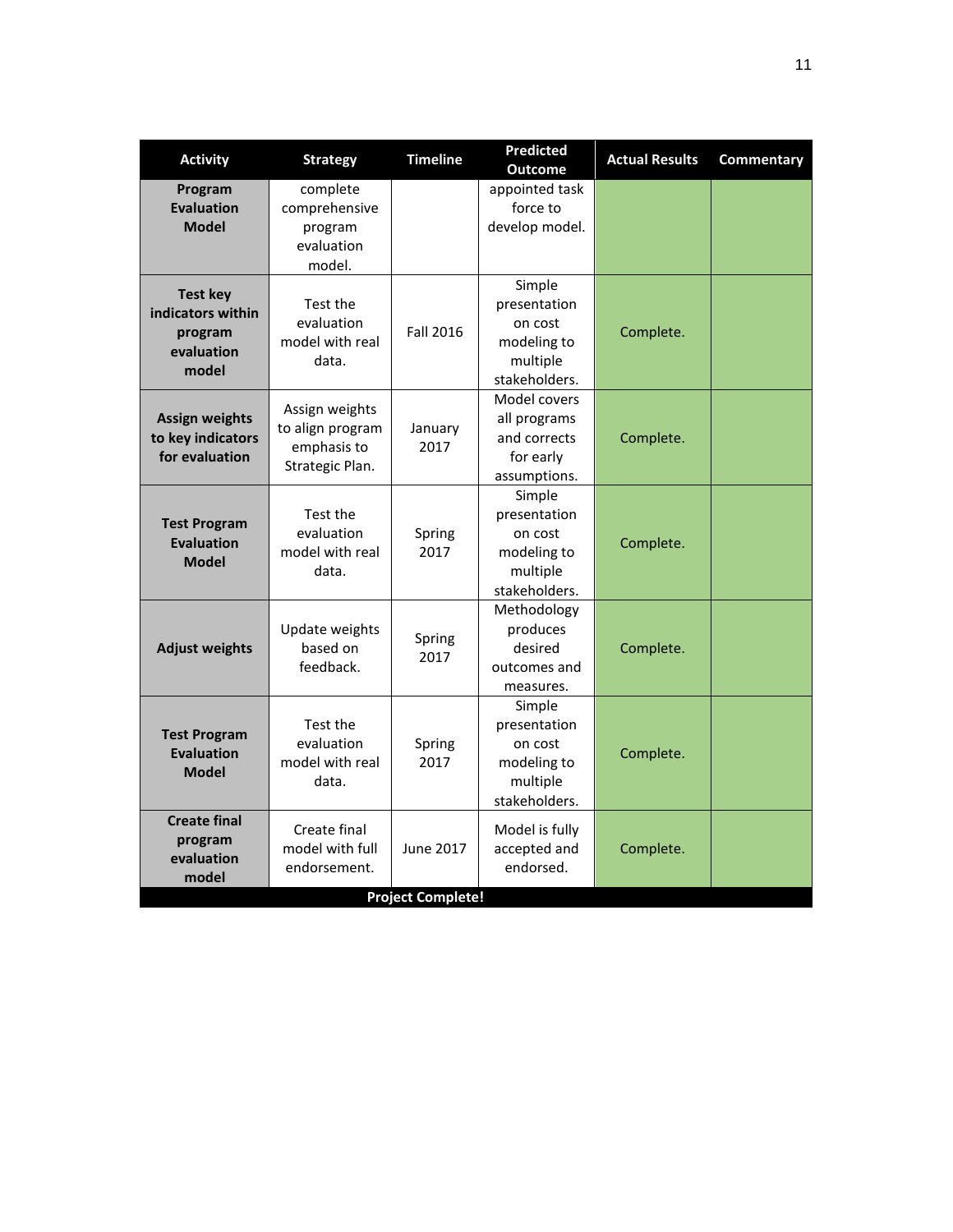| Activity | Strategy | Timeline | Predicted Outcome | Actual Results | Commentary |
|---|---|---|---|---|---|
| **Program Evaluation Model** | complete comprehensive program evaluation model. | | appointed task force to develop model. | | |
| **Test key indicators within program evaluation model** | Test the evaluation model with real data. | Fall 2016 | Simple presentation on cost modeling to multiple stakeholders. | Complete. | |
| **Assign weights to key indicators for evaluation** | Assign weights to align program emphasis to Strategic Plan. | January 2017 | Model covers all programs and corrects for early assumptions. | Complete. | |
| **Test Program Evaluation Model** | Test the evaluation model with real data. | Spring 2017 | Simple presentation on cost modeling to multiple stakeholders. | Complete. | |
| **Adjust weights** | Update weights based on feedback. | Spring 2017 | Methodology produces desired outcomes and measures. | Complete. | |
| **Test Program Evaluation Model** | Test the evaluation model with real data. | Spring 2017 | Simple presentation on cost modeling to multiple stakeholders. | Complete. | |
| **Create final program evaluation model** | Create final model with full endorsement. | June 2017 | Model is fully accepted and endorsed. | Complete. | |
| **Project Complete!** | | | | | |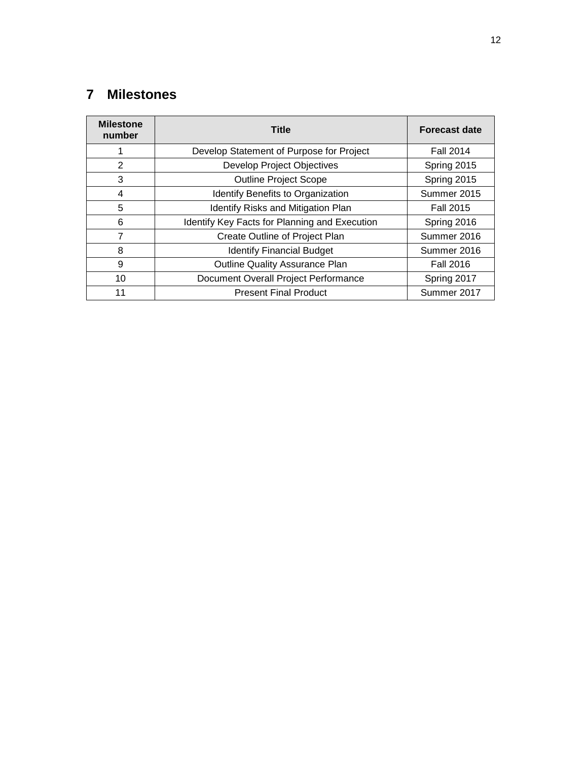# 7 Milestones

| Milestone number | Title | Forecast date |
|---|---|---|
| 1 | Develop Statement of Purpose for Project | Fall 2014 |
| 2 | Develop Project Objectives | Spring 2015 |
| 3 | Outline Project Scope | Spring 2015 |
| 4 | Identify Benefits to Organization | Summer 2015 |
| 5 | Identify Risks and Mitigation Plan | Fall 2015 |
| 6 | Identify Key Facts for Planning and Execution | Spring 2016 |
| 7 | Create Outline of Project Plan | Summer 2016 |
| 8 | Identify Financial Budget | Summer 2016 |
| 9 | Outline Quality Assurance Plan | Fall 2016 |
| 10 | Document Overall Project Performance | Spring 2017 |
| 11 | Present Final Product | Summer 2017 |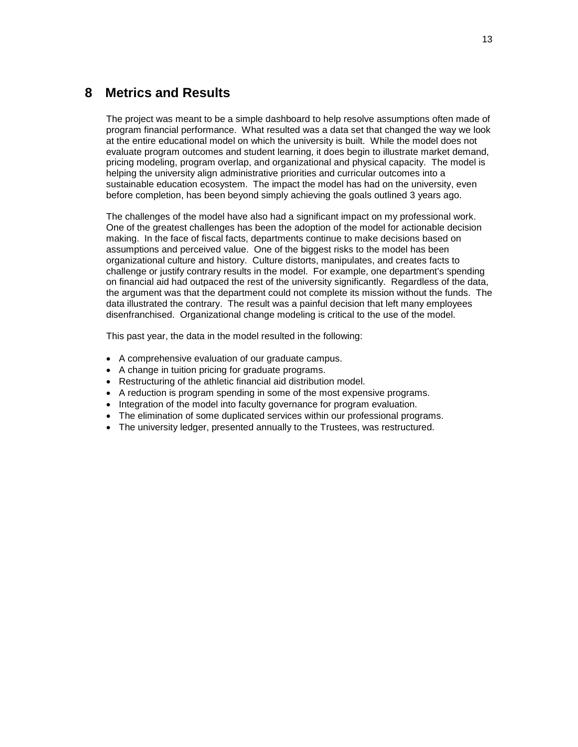# 8 Metrics and Results

The project was meant to be a simple dashboard to help resolve assumptions often made of program financial performance. What resulted was a data set that changed the way we look at the entire educational model on which the university is built. While the model does not evaluate program outcomes and student learning, it does begin to illustrate market demand, pricing modeling, program overlap, and organizational and physical capacity. The model is helping the university align administrative priorities and curricular outcomes into a sustainable education ecosystem. The impact the model has had on the university, even before completion, has been beyond simply achieving the goals outlined 3 years ago.

The challenges of the model have also had a significant impact on my professional work. One of the greatest challenges has been the adoption of the model for actionable decision making. In the face of fiscal facts, departments continue to make decisions based on assumptions and perceived value. One of the biggest risks to the model has been organizational culture and history. Culture distorts, manipulates, and creates facts to challenge or justify contrary results in the model. For example, one department's spending on financial aid had outpaced the rest of the university significantly. Regardless of the data, the argument was that the department could not complete its mission without the funds. The data illustrated the contrary. The result was a painful decision that left many employees disenfranchised. Organizational change modeling is critical to the use of the model.

This past year, the data in the model resulted in the following:

- A comprehensive evaluation of our graduate campus.
- A change in tuition pricing for graduate programs.
- Restructuring of the athletic financial aid distribution model.
- A reduction is program spending in some of the most expensive programs.
- Integration of the model into faculty governance for program evaluation.
- The elimination of some duplicated services within our professional programs.
- The university ledger, presented annually to the Trustees, was restructured.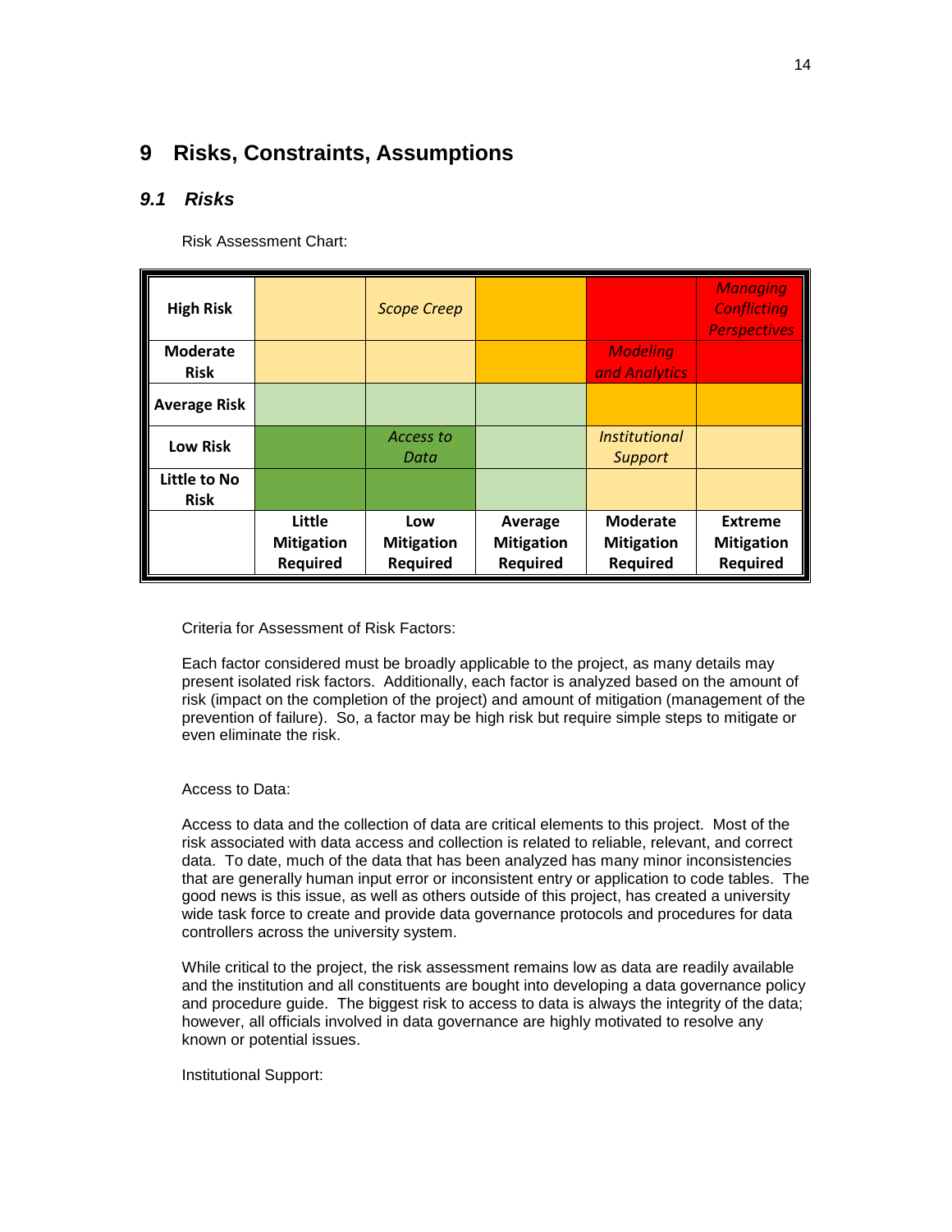# 9 Risks, Constraints, Assumptions

## 9.1 Risks

Risk Assessment Chart:

| | | | | | |
|---|---|---|---|---|---|
| **High Risk** | | *Scope Creep* | | | *Managing Conflicting Perspectives* |
| **Moderate Risk** | | | | *Modeling and Analytics* | |
| **Average Risk** | | | | | |
| **Low Risk** | | *Access to Data* | | *Institutional Support* | |
| **Little to No Risk** | | | | | |
| | **Little Mitigation Required** | **Low Mitigation Required** | **Average Mitigation Required** | **Moderate Mitigation Required** | **Extreme Mitigation Required** |

Criteria for Assessment of Risk Factors:

Each factor considered must be broadly applicable to the project, as many details may present isolated risk factors. Additionally, each factor is analyzed based on the amount of risk (impact on the completion of the project) and amount of mitigation (management of the prevention of failure). So, a factor may be high risk but require simple steps to mitigate or even eliminate the risk.

Access to Data:

Access to data and the collection of data are critical elements to this project. Most of the risk associated with data access and collection is related to reliable, relevant, and correct data. To date, much of the data that has been analyzed has many minor inconsistencies that are generally human input error or inconsistent entry or application to code tables. The good news is this issue, as well as others outside of this project, has created a university wide task force to create and provide data governance protocols and procedures for data controllers across the university system.

While critical to the project, the risk assessment remains low as data are readily available and the institution and all constituents are bought into developing a data governance policy and procedure guide. The biggest risk to access to data is always the integrity of the data; however, all officials involved in data governance are highly motivated to resolve any known or potential issues.

Institutional Support: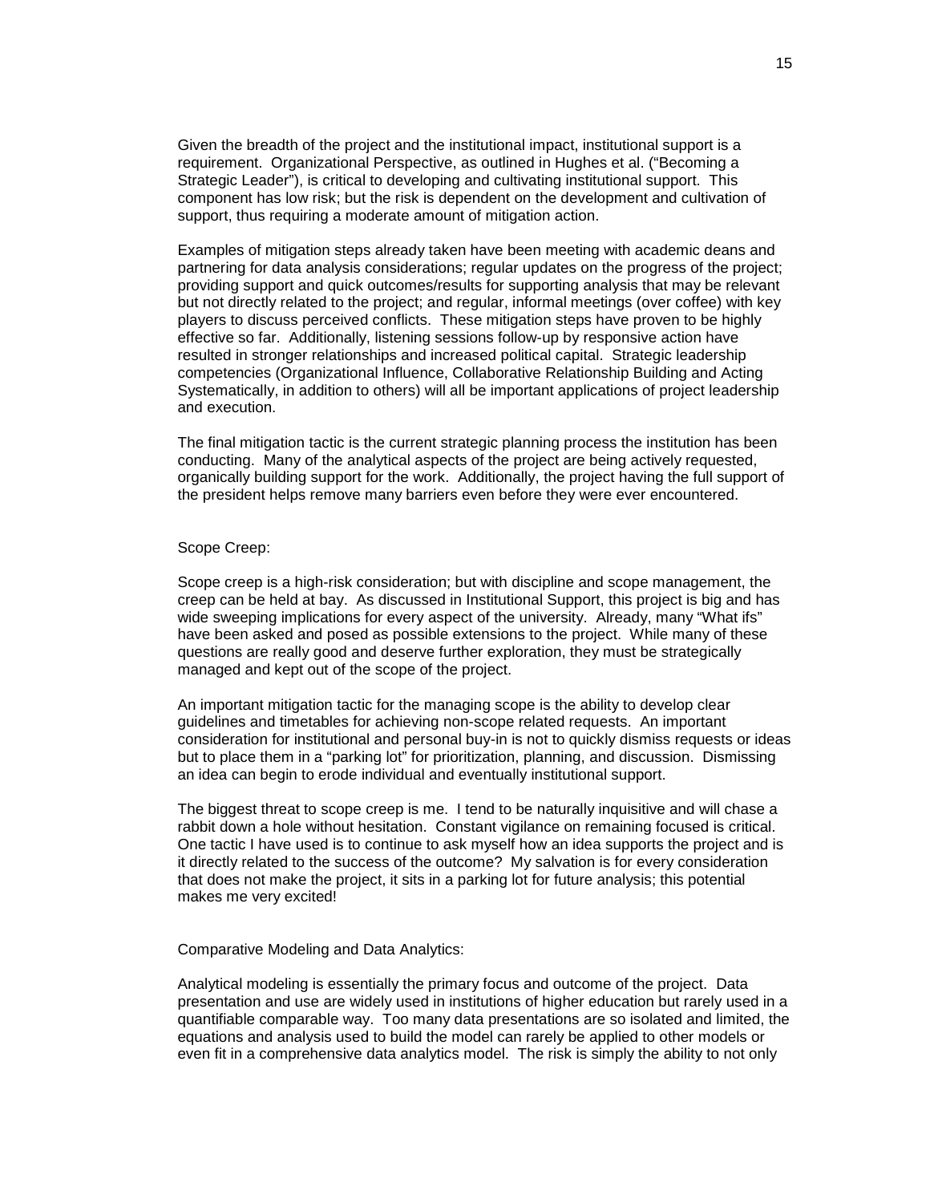Given the breadth of the project and the institutional impact, institutional support is a requirement. Organizational Perspective, as outlined in Hughes et al. ("Becoming a Strategic Leader"), is critical to developing and cultivating institutional support. This component has low risk; but the risk is dependent on the development and cultivation of support, thus requiring a moderate amount of mitigation action.

Examples of mitigation steps already taken have been meeting with academic deans and partnering for data analysis considerations; regular updates on the progress of the project; providing support and quick outcomes/results for supporting analysis that may be relevant but not directly related to the project; and regular, informal meetings (over coffee) with key players to discuss perceived conflicts. These mitigation steps have proven to be highly effective so far. Additionally, listening sessions follow-up by responsive action have resulted in stronger relationships and increased political capital. Strategic leadership competencies (Organizational Influence, Collaborative Relationship Building and Acting Systematically, in addition to others) will all be important applications of project leadership and execution.

The final mitigation tactic is the current strategic planning process the institution has been conducting. Many of the analytical aspects of the project are being actively requested, organically building support for the work. Additionally, the project having the full support of the president helps remove many barriers even before they were ever encountered.

Scope Creep:

Scope creep is a high-risk consideration; but with discipline and scope management, the creep can be held at bay. As discussed in Institutional Support, this project is big and has wide sweeping implications for every aspect of the university. Already, many "What ifs" have been asked and posed as possible extensions to the project. While many of these questions are really good and deserve further exploration, they must be strategically managed and kept out of the scope of the project.

An important mitigation tactic for the managing scope is the ability to develop clear guidelines and timetables for achieving non-scope related requests. An important consideration for institutional and personal buy-in is not to quickly dismiss requests or ideas but to place them in a "parking lot" for prioritization, planning, and discussion. Dismissing an idea can begin to erode individual and eventually institutional support.

The biggest threat to scope creep is me. I tend to be naturally inquisitive and will chase a rabbit down a hole without hesitation. Constant vigilance on remaining focused is critical. One tactic I have used is to continue to ask myself how an idea supports the project and is it directly related to the success of the outcome? My salvation is for every consideration that does not make the project, it sits in a parking lot for future analysis; this potential makes me very excited!

Comparative Modeling and Data Analytics:

Analytical modeling is essentially the primary focus and outcome of the project. Data presentation and use are widely used in institutions of higher education but rarely used in a quantifiable comparable way. Too many data presentations are so isolated and limited, the equations and analysis used to build the model can rarely be applied to other models or even fit in a comprehensive data analytics model. The risk is simply the ability to not only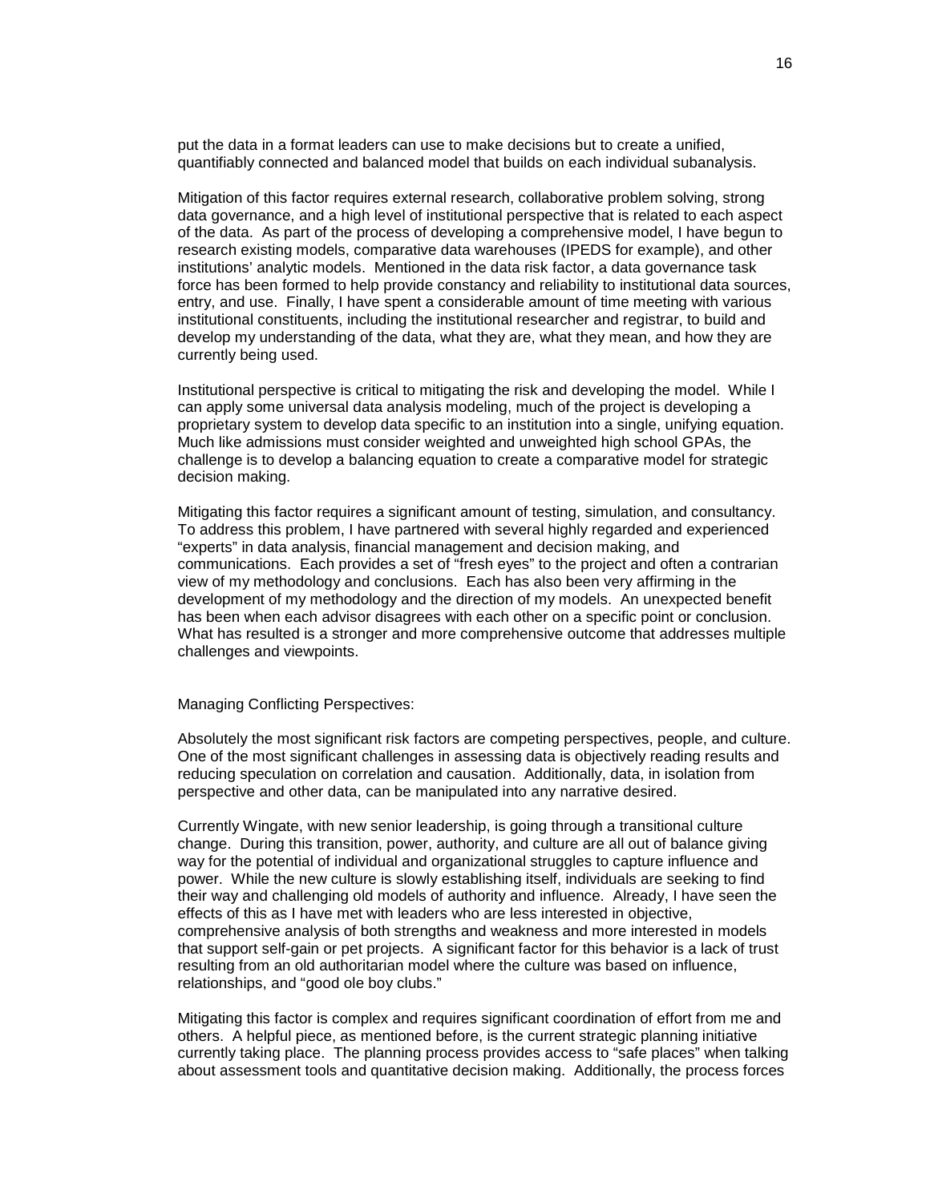put the data in a format leaders can use to make decisions but to create a unified, quantifiably connected and balanced model that builds on each individual subanalysis.

Mitigation of this factor requires external research, collaborative problem solving, strong data governance, and a high level of institutional perspective that is related to each aspect of the data. As part of the process of developing a comprehensive model, I have begun to research existing models, comparative data warehouses (IPEDS for example), and other institutions' analytic models. Mentioned in the data risk factor, a data governance task force has been formed to help provide constancy and reliability to institutional data sources, entry, and use. Finally, I have spent a considerable amount of time meeting with various institutional constituents, including the institutional researcher and registrar, to build and develop my understanding of the data, what they are, what they mean, and how they are currently being used.

Institutional perspective is critical to mitigating the risk and developing the model. While I can apply some universal data analysis modeling, much of the project is developing a proprietary system to develop data specific to an institution into a single, unifying equation. Much like admissions must consider weighted and unweighted high school GPAs, the challenge is to develop a balancing equation to create a comparative model for strategic decision making.

Mitigating this factor requires a significant amount of testing, simulation, and consultancy. To address this problem, I have partnered with several highly regarded and experienced "experts" in data analysis, financial management and decision making, and communications. Each provides a set of "fresh eyes" to the project and often a contrarian view of my methodology and conclusions. Each has also been very affirming in the development of my methodology and the direction of my models. An unexpected benefit has been when each advisor disagrees with each other on a specific point or conclusion. What has resulted is a stronger and more comprehensive outcome that addresses multiple challenges and viewpoints.

Managing Conflicting Perspectives:

Absolutely the most significant risk factors are competing perspectives, people, and culture. One of the most significant challenges in assessing data is objectively reading results and reducing speculation on correlation and causation. Additionally, data, in isolation from perspective and other data, can be manipulated into any narrative desired.

Currently Wingate, with new senior leadership, is going through a transitional culture change. During this transition, power, authority, and culture are all out of balance giving way for the potential of individual and organizational struggles to capture influence and power. While the new culture is slowly establishing itself, individuals are seeking to find their way and challenging old models of authority and influence. Already, I have seen the effects of this as I have met with leaders who are less interested in objective, comprehensive analysis of both strengths and weakness and more interested in models that support self-gain or pet projects. A significant factor for this behavior is a lack of trust resulting from an old authoritarian model where the culture was based on influence, relationships, and "good ole boy clubs."

Mitigating this factor is complex and requires significant coordination of effort from me and others. A helpful piece, as mentioned before, is the current strategic planning initiative currently taking place. The planning process provides access to "safe places" when talking about assessment tools and quantitative decision making. Additionally, the process forces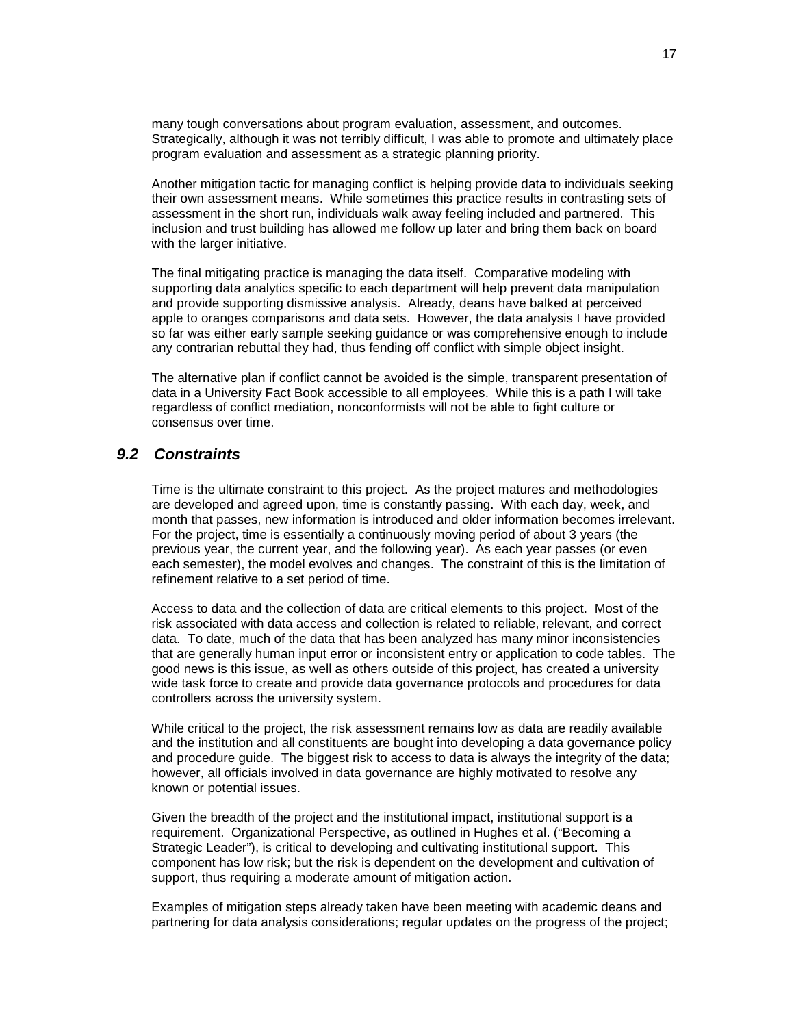many tough conversations about program evaluation, assessment, and outcomes. Strategically, although it was not terribly difficult, I was able to promote and ultimately place program evaluation and assessment as a strategic planning priority.

Another mitigation tactic for managing conflict is helping provide data to individuals seeking their own assessment means. While sometimes this practice results in contrasting sets of assessment in the short run, individuals walk away feeling included and partnered. This inclusion and trust building has allowed me follow up later and bring them back on board with the larger initiative.

The final mitigating practice is managing the data itself. Comparative modeling with supporting data analytics specific to each department will help prevent data manipulation and provide supporting dismissive analysis. Already, deans have balked at perceived apple to oranges comparisons and data sets. However, the data analysis I have provided so far was either early sample seeking guidance or was comprehensive enough to include any contrarian rebuttal they had, thus fending off conflict with simple object insight.

The alternative plan if conflict cannot be avoided is the simple, transparent presentation of data in a University Fact Book accessible to all employees. While this is a path I will take regardless of conflict mediation, nonconformists will not be able to fight culture or consensus over time.

## *9.2 Constraints*

Time is the ultimate constraint to this project. As the project matures and methodologies are developed and agreed upon, time is constantly passing. With each day, week, and month that passes, new information is introduced and older information becomes irrelevant. For the project, time is essentially a continuously moving period of about 3 years (the previous year, the current year, and the following year). As each year passes (or even each semester), the model evolves and changes. The constraint of this is the limitation of refinement relative to a set period of time.

Access to data and the collection of data are critical elements to this project. Most of the risk associated with data access and collection is related to reliable, relevant, and correct data. To date, much of the data that has been analyzed has many minor inconsistencies that are generally human input error or inconsistent entry or application to code tables. The good news is this issue, as well as others outside of this project, has created a university wide task force to create and provide data governance protocols and procedures for data controllers across the university system.

While critical to the project, the risk assessment remains low as data are readily available and the institution and all constituents are bought into developing a data governance policy and procedure guide. The biggest risk to access to data is always the integrity of the data; however, all officials involved in data governance are highly motivated to resolve any known or potential issues.

Given the breadth of the project and the institutional impact, institutional support is a requirement. Organizational Perspective, as outlined in Hughes et al. ("Becoming a Strategic Leader"), is critical to developing and cultivating institutional support. This component has low risk; but the risk is dependent on the development and cultivation of support, thus requiring a moderate amount of mitigation action.

Examples of mitigation steps already taken have been meeting with academic deans and partnering for data analysis considerations; regular updates on the progress of the project;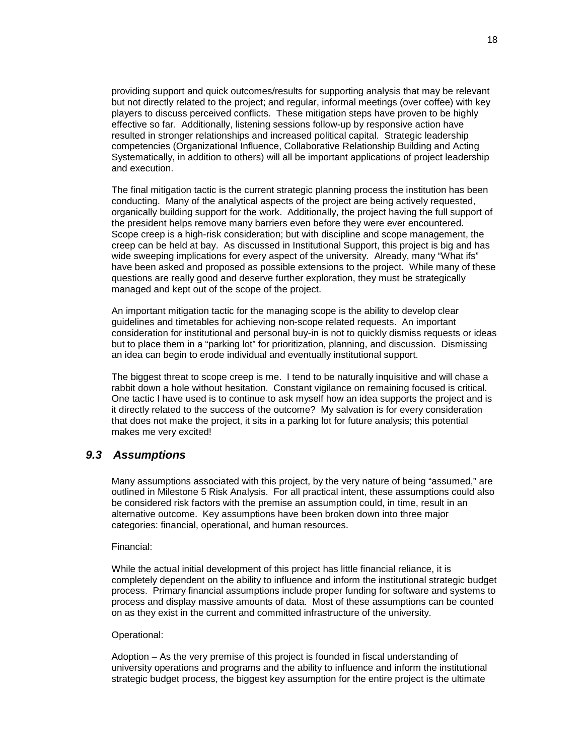providing support and quick outcomes/results for supporting analysis that may be relevant but not directly related to the project; and regular, informal meetings (over coffee) with key players to discuss perceived conflicts. These mitigation steps have proven to be highly effective so far. Additionally, listening sessions follow-up by responsive action have resulted in stronger relationships and increased political capital. Strategic leadership competencies (Organizational Influence, Collaborative Relationship Building and Acting Systematically, in addition to others) will all be important applications of project leadership and execution.

The final mitigation tactic is the current strategic planning process the institution has been conducting. Many of the analytical aspects of the project are being actively requested, organically building support for the work. Additionally, the project having the full support of the president helps remove many barriers even before they were ever encountered. Scope creep is a high-risk consideration; but with discipline and scope management, the creep can be held at bay. As discussed in Institutional Support, this project is big and has wide sweeping implications for every aspect of the university. Already, many "What ifs" have been asked and proposed as possible extensions to the project. While many of these questions are really good and deserve further exploration, they must be strategically managed and kept out of the scope of the project.

An important mitigation tactic for the managing scope is the ability to develop clear guidelines and timetables for achieving non-scope related requests. An important consideration for institutional and personal buy-in is not to quickly dismiss requests or ideas but to place them in a "parking lot" for prioritization, planning, and discussion. Dismissing an idea can begin to erode individual and eventually institutional support.

The biggest threat to scope creep is me. I tend to be naturally inquisitive and will chase a rabbit down a hole without hesitation. Constant vigilance on remaining focused is critical. One tactic I have used is to continue to ask myself how an idea supports the project and is it directly related to the success of the outcome? My salvation is for every consideration that does not make the project, it sits in a parking lot for future analysis; this potential makes me very excited!

### *9.3 Assumptions*

Many assumptions associated with this project, by the very nature of being "assumed," are outlined in Milestone 5 Risk Analysis. For all practical intent, these assumptions could also be considered risk factors with the premise an assumption could, in time, result in an alternative outcome. Key assumptions have been broken down into three major categories: financial, operational, and human resources.

Financial:

While the actual initial development of this project has little financial reliance, it is completely dependent on the ability to influence and inform the institutional strategic budget process. Primary financial assumptions include proper funding for software and systems to process and display massive amounts of data. Most of these assumptions can be counted on as they exist in the current and committed infrastructure of the university.

Operational:

Adoption – As the very premise of this project is founded in fiscal understanding of university operations and programs and the ability to influence and inform the institutional strategic budget process, the biggest key assumption for the entire project is the ultimate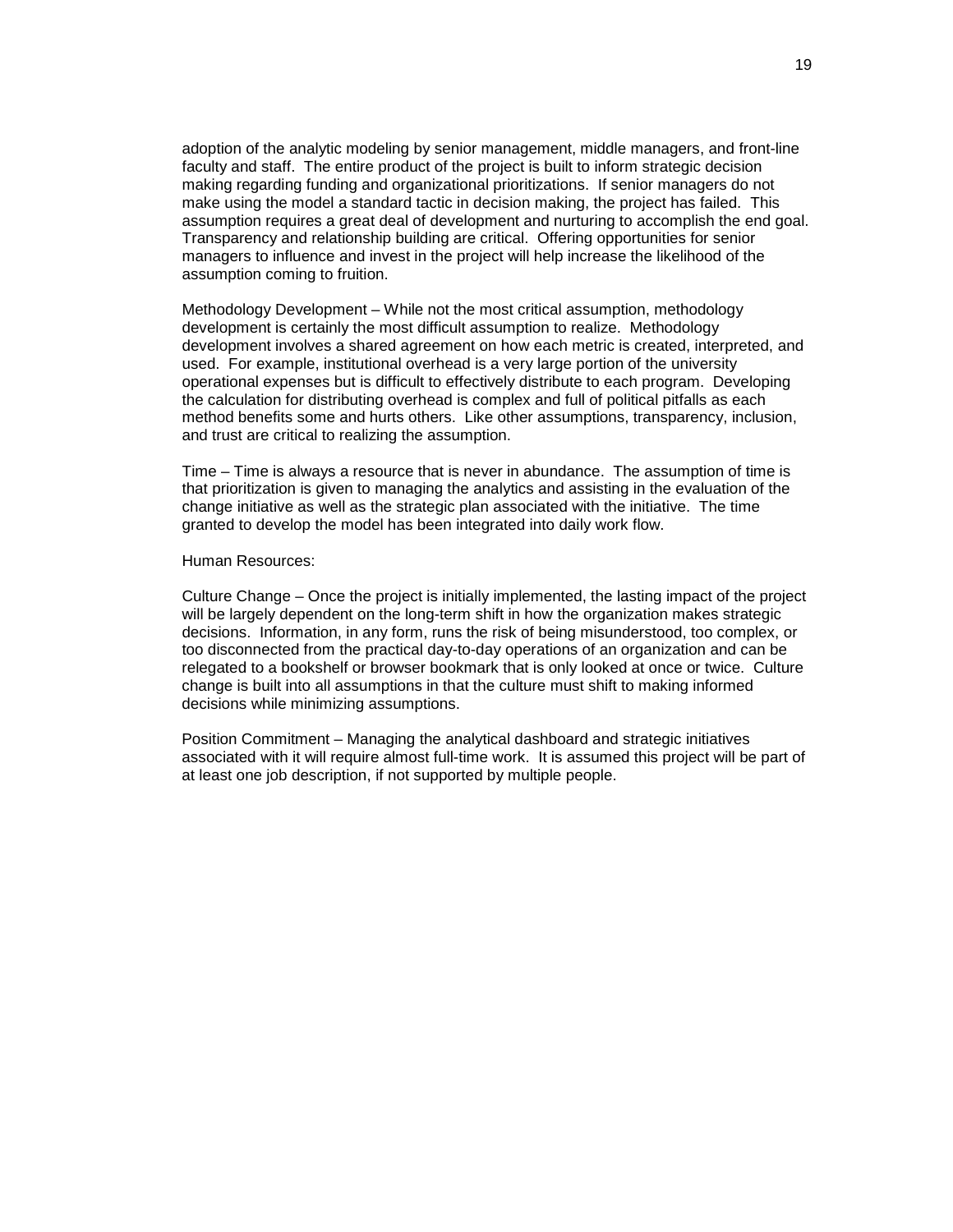adoption of the analytic modeling by senior management, middle managers, and front-line faculty and staff. The entire product of the project is built to inform strategic decision making regarding funding and organizational prioritizations. If senior managers do not make using the model a standard tactic in decision making, the project has failed. This assumption requires a great deal of development and nurturing to accomplish the end goal. Transparency and relationship building are critical. Offering opportunities for senior managers to influence and invest in the project will help increase the likelihood of the assumption coming to fruition.

Methodology Development – While not the most critical assumption, methodology development is certainly the most difficult assumption to realize. Methodology development involves a shared agreement on how each metric is created, interpreted, and used. For example, institutional overhead is a very large portion of the university operational expenses but is difficult to effectively distribute to each program. Developing the calculation for distributing overhead is complex and full of political pitfalls as each method benefits some and hurts others. Like other assumptions, transparency, inclusion, and trust are critical to realizing the assumption.

Time – Time is always a resource that is never in abundance. The assumption of time is that prioritization is given to managing the analytics and assisting in the evaluation of the change initiative as well as the strategic plan associated with the initiative. The time granted to develop the model has been integrated into daily work flow.

Human Resources:

Culture Change – Once the project is initially implemented, the lasting impact of the project will be largely dependent on the long-term shift in how the organization makes strategic decisions. Information, in any form, runs the risk of being misunderstood, too complex, or too disconnected from the practical day-to-day operations of an organization and can be relegated to a bookshelf or browser bookmark that is only looked at once or twice. Culture change is built into all assumptions in that the culture must shift to making informed decisions while minimizing assumptions.

Position Commitment – Managing the analytical dashboard and strategic initiatives associated with it will require almost full-time work. It is assumed this project will be part of at least one job description, if not supported by multiple people.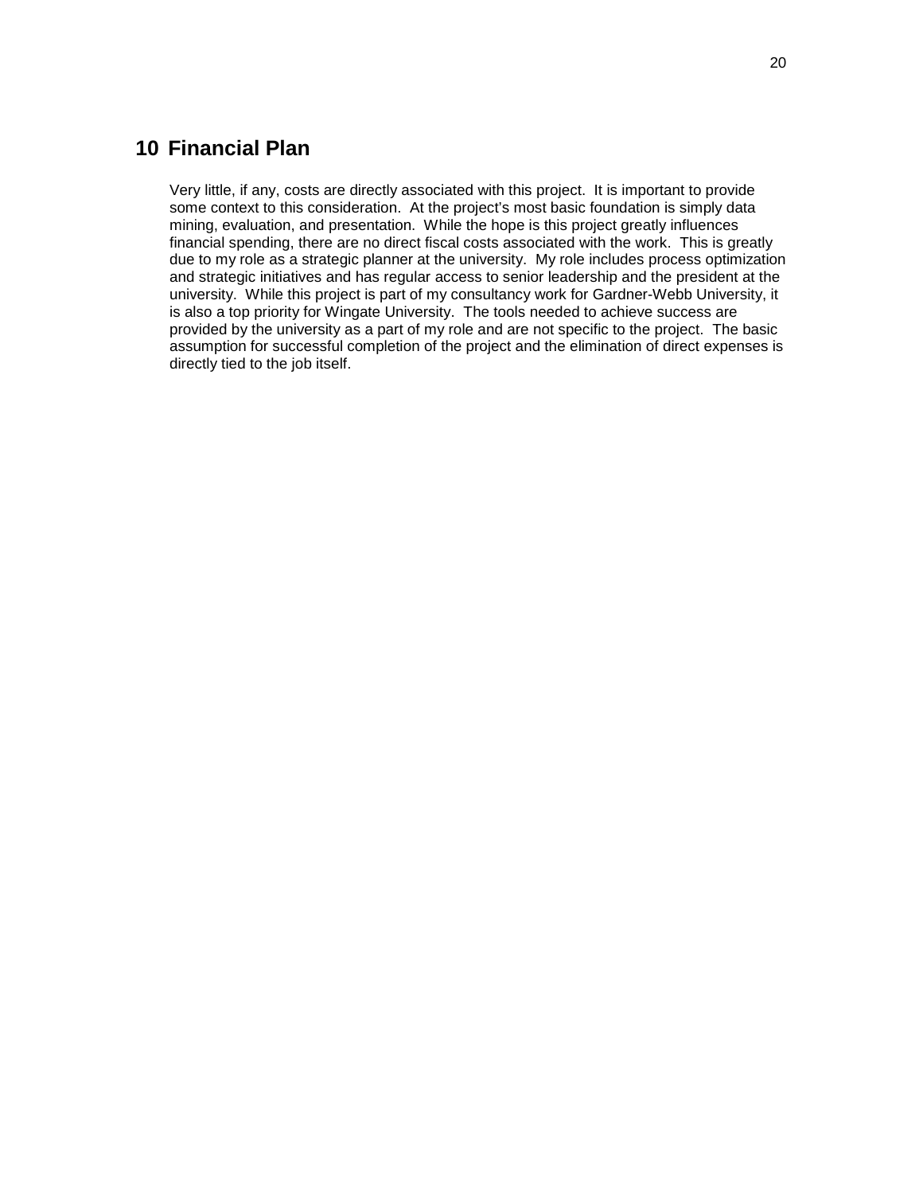# 10 Financial Plan

Very little, if any, costs are directly associated with this project. It is important to provide some context to this consideration. At the project's most basic foundation is simply data mining, evaluation, and presentation. While the hope is this project greatly influences financial spending, there are no direct fiscal costs associated with the work. This is greatly due to my role as a strategic planner at the university. My role includes process optimization and strategic initiatives and has regular access to senior leadership and the president at the university. While this project is part of my consultancy work for Gardner-Webb University, it is also a top priority for Wingate University. The tools needed to achieve success are provided by the university as a part of my role and are not specific to the project. The basic assumption for successful completion of the project and the elimination of direct expenses is directly tied to the job itself.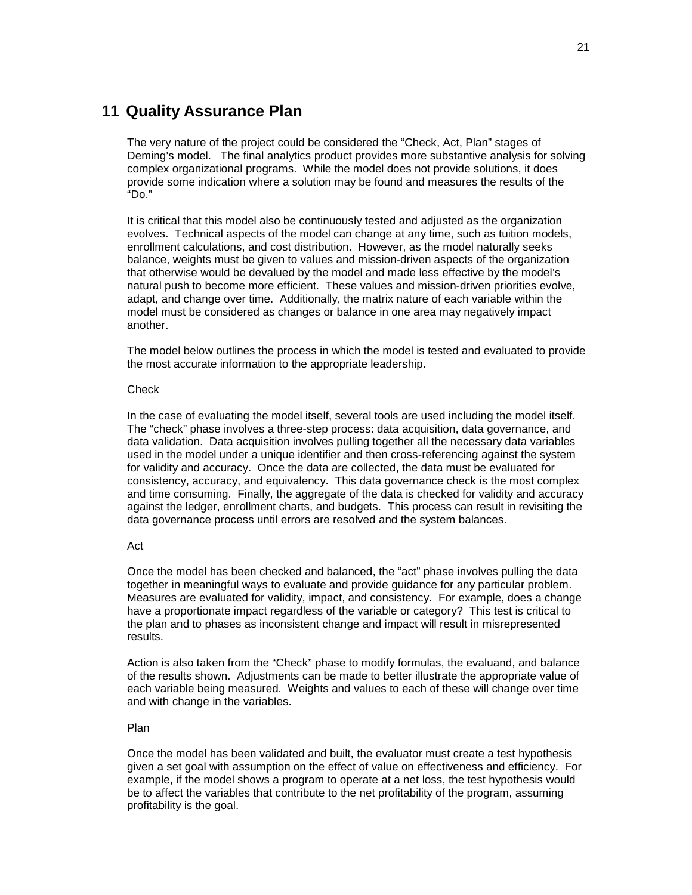# 11 Quality Assurance Plan

The very nature of the project could be considered the "Check, Act, Plan" stages of Deming's model. The final analytics product provides more substantive analysis for solving complex organizational programs. While the model does not provide solutions, it does provide some indication where a solution may be found and measures the results of the "Do."

It is critical that this model also be continuously tested and adjusted as the organization evolves. Technical aspects of the model can change at any time, such as tuition models, enrollment calculations, and cost distribution. However, as the model naturally seeks balance, weights must be given to values and mission-driven aspects of the organization that otherwise would be devalued by the model and made less effective by the model's natural push to become more efficient. These values and mission-driven priorities evolve, adapt, and change over time. Additionally, the matrix nature of each variable within the model must be considered as changes or balance in one area may negatively impact another.

The model below outlines the process in which the model is tested and evaluated to provide the most accurate information to the appropriate leadership.

Check

In the case of evaluating the model itself, several tools are used including the model itself. The "check" phase involves a three-step process: data acquisition, data governance, and data validation. Data acquisition involves pulling together all the necessary data variables used in the model under a unique identifier and then cross-referencing against the system for validity and accuracy. Once the data are collected, the data must be evaluated for consistency, accuracy, and equivalency. This data governance check is the most complex and time consuming. Finally, the aggregate of the data is checked for validity and accuracy against the ledger, enrollment charts, and budgets. This process can result in revisiting the data governance process until errors are resolved and the system balances.

Act

Once the model has been checked and balanced, the "act" phase involves pulling the data together in meaningful ways to evaluate and provide guidance for any particular problem. Measures are evaluated for validity, impact, and consistency. For example, does a change have a proportionate impact regardless of the variable or category? This test is critical to the plan and to phases as inconsistent change and impact will result in misrepresented results.

Action is also taken from the "Check" phase to modify formulas, the evaluand, and balance of the results shown. Adjustments can be made to better illustrate the appropriate value of each variable being measured. Weights and values to each of these will change over time and with change in the variables.

Plan

Once the model has been validated and built, the evaluator must create a test hypothesis given a set goal with assumption on the effect of value on effectiveness and efficiency. For example, if the model shows a program to operate at a net loss, the test hypothesis would be to affect the variables that contribute to the net profitability of the program, assuming profitability is the goal.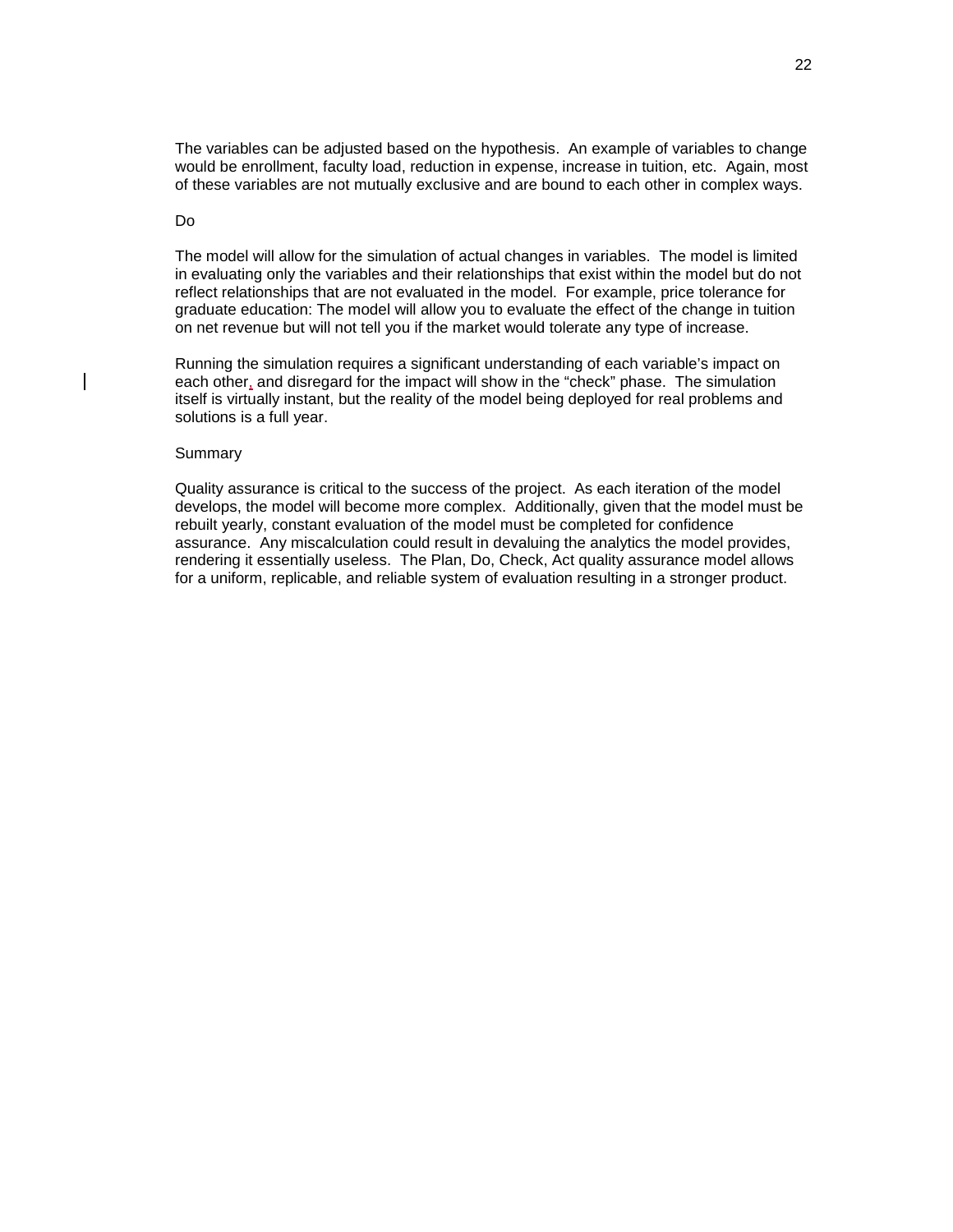The variables can be adjusted based on the hypothesis. An example of variables to change would be enrollment, faculty load, reduction in expense, increase in tuition, etc. Again, most of these variables are not mutually exclusive and are bound to each other in complex ways.

## Do

The model will allow for the simulation of actual changes in variables. The model is limited in evaluating only the variables and their relationships that exist within the model but do not reflect relationships that are not evaluated in the model. For example, price tolerance for graduate education: The model will allow you to evaluate the effect of the change in tuition on net revenue but will not tell you if the market would tolerate any type of increase.

Running the simulation requires a significant understanding of each variable's impact on each other, and disregard for the impact will show in the "check" phase. The simulation itself is virtually instant, but the reality of the model being deployed for real problems and solutions is a full year.

## Summary

Quality assurance is critical to the success of the project. As each iteration of the model develops, the model will become more complex. Additionally, given that the model must be rebuilt yearly, constant evaluation of the model must be completed for confidence assurance. Any miscalculation could result in devaluing the analytics the model provides, rendering it essentially useless. The Plan, Do, Check, Act quality assurance model allows for a uniform, replicable, and reliable system of evaluation resulting in a stronger product.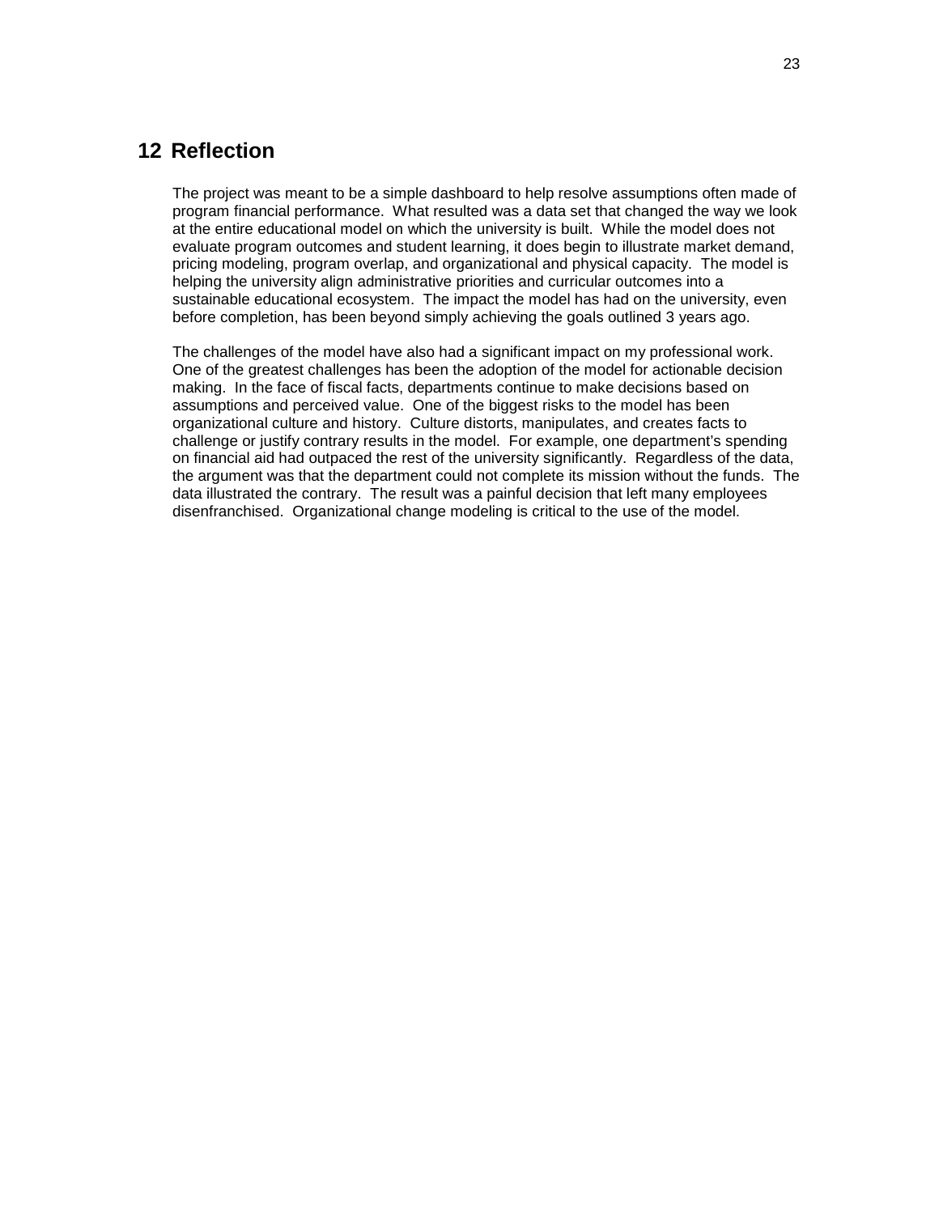# 12 Reflection

The project was meant to be a simple dashboard to help resolve assumptions often made of program financial performance. What resulted was a data set that changed the way we look at the entire educational model on which the university is built. While the model does not evaluate program outcomes and student learning, it does begin to illustrate market demand, pricing modeling, program overlap, and organizational and physical capacity. The model is helping the university align administrative priorities and curricular outcomes into a sustainable educational ecosystem. The impact the model has had on the university, even before completion, has been beyond simply achieving the goals outlined 3 years ago.

The challenges of the model have also had a significant impact on my professional work. One of the greatest challenges has been the adoption of the model for actionable decision making. In the face of fiscal facts, departments continue to make decisions based on assumptions and perceived value. One of the biggest risks to the model has been organizational culture and history. Culture distorts, manipulates, and creates facts to challenge or justify contrary results in the model. For example, one department's spending on financial aid had outpaced the rest of the university significantly. Regardless of the data, the argument was that the department could not complete its mission without the funds. The data illustrated the contrary. The result was a painful decision that left many employees disenfranchised. Organizational change modeling is critical to the use of the model.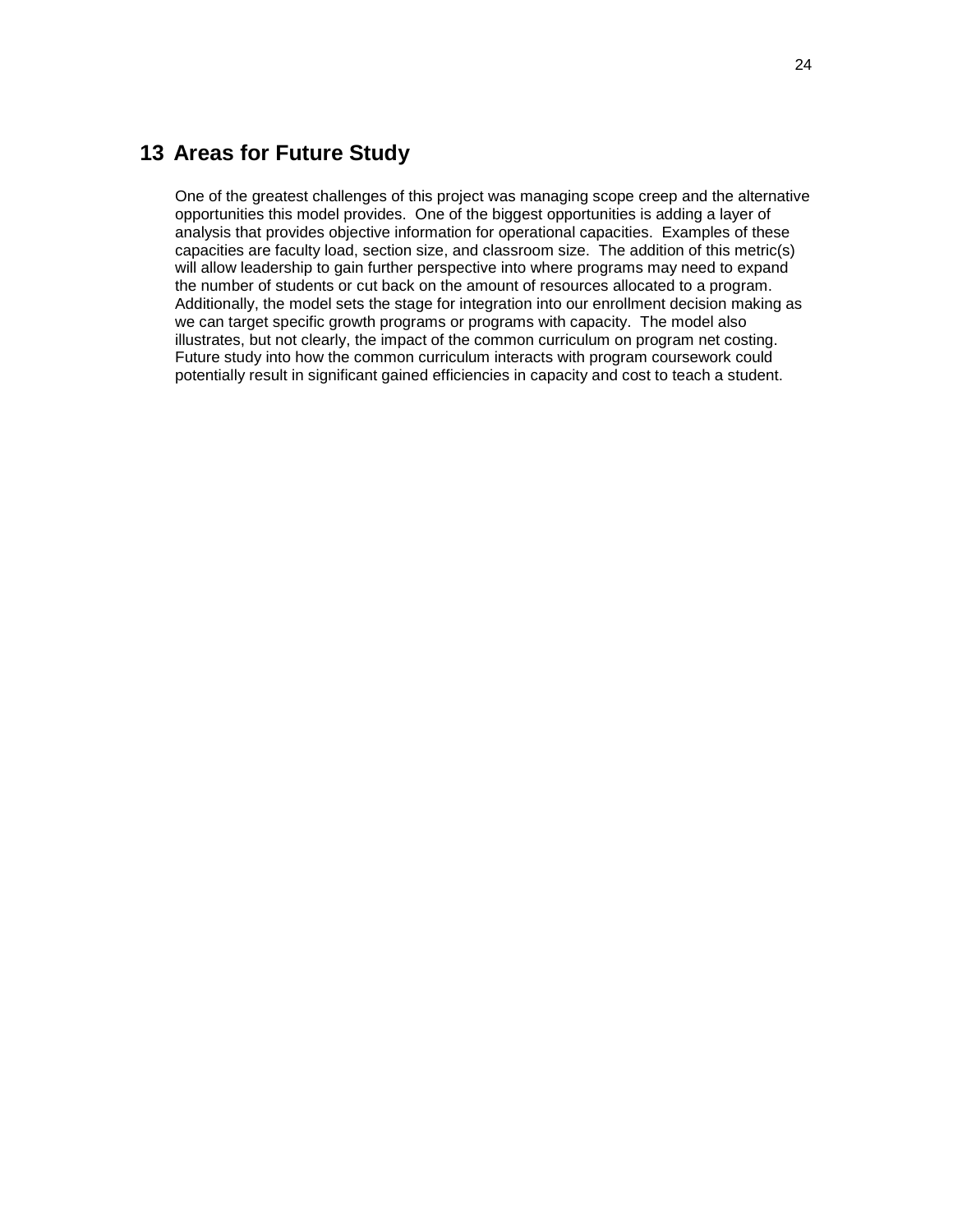# 13 Areas for Future Study

One of the greatest challenges of this project was managing scope creep and the alternative opportunities this model provides. One of the biggest opportunities is adding a layer of analysis that provides objective information for operational capacities. Examples of these capacities are faculty load, section size, and classroom size. The addition of this metric(s) will allow leadership to gain further perspective into where programs may need to expand the number of students or cut back on the amount of resources allocated to a program. Additionally, the model sets the stage for integration into our enrollment decision making as we can target specific growth programs or programs with capacity. The model also illustrates, but not clearly, the impact of the common curriculum on program net costing. Future study into how the common curriculum interacts with program coursework could potentially result in significant gained efficiencies in capacity and cost to teach a student.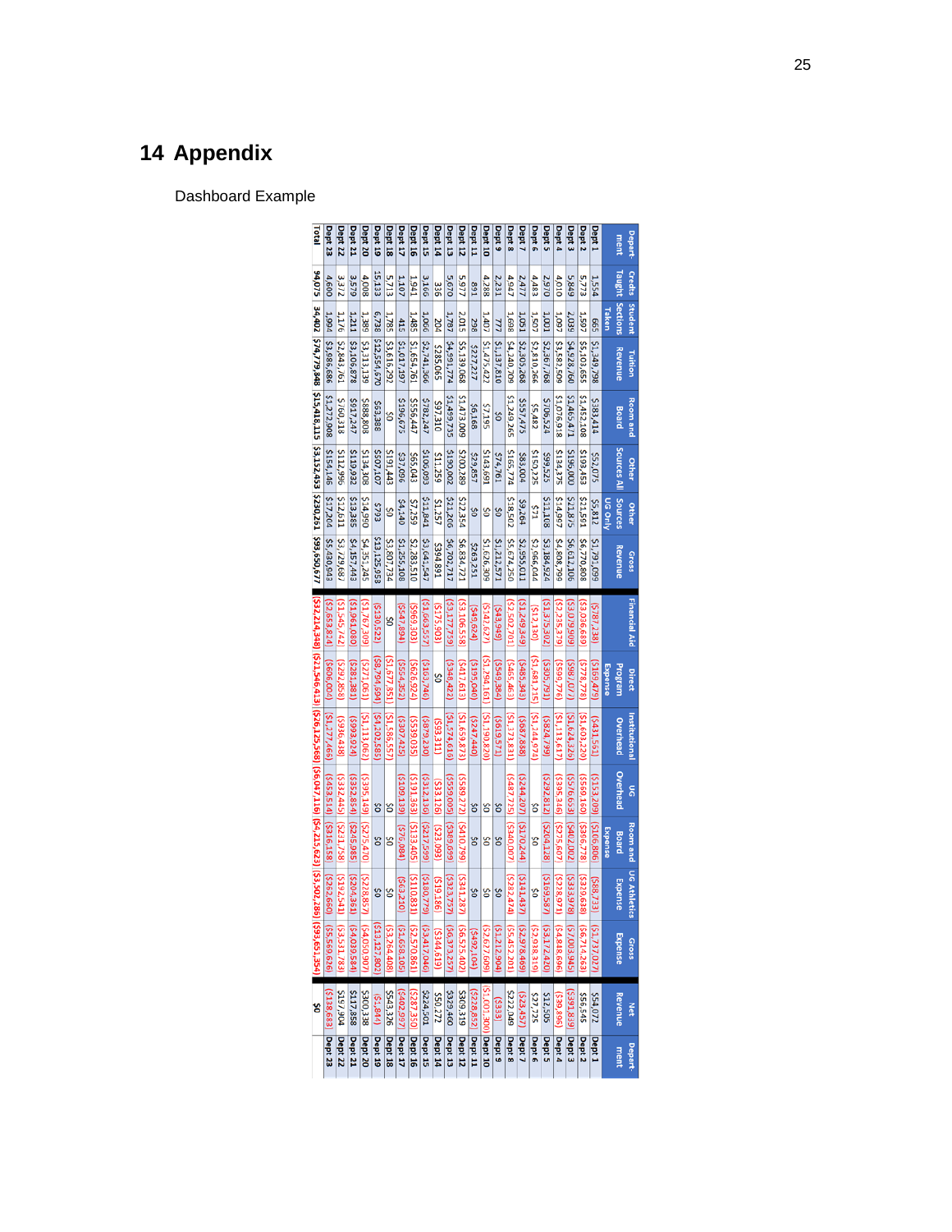# 14 Appendix

Dashboard Example

| Department | Credits Taught | Student Sections Taken | Tuition Revenue | Room and Board | Other Sources All | Other Sources UG Only | Gross Revenue | Financial Aid | Direct Program Expense | Institutional Overhead | UG Overhead | Room and Board Expense | UG Athletics Expense | Gross Expense | Net Revenue | Department |
|---|---|---|---|---|---|---|---|---|---|---|---|---|---|---|---|---|
| Dept 1 | 1,554 | 665 | $1,349,798 | $383,414 | $52,075 | $5,812 | $1,791,099 | ($787,238) | ($169,479) | ($431,551) | ($153,209) | ($106,806) | ($88,733) | ($1,737,027) | $54,072 | Dept 1 |
| Dept 2 | 5,773 | 1,597 | $5,103,655 | $1,452,108 | $193,453 | $21,591 | $6,770,808 | ($3,036,689) | ($778,778) | ($1,603,220) | ($569,160) | ($386,778) | ($329,638) | ($6,714,263) | $56,545 | Dept 2 |
| Dept 3 | 5,849 | 2,039 | $4,928,760 | $1,465,471 | $196,000 | $21,875 | $6,612,106 | ($3,079,909) | ($98,077) | ($1,624,326) | ($576,653) | ($402,002) | ($333,978) | ($7,003,945) | ($391,839) | Dept 3 |
| Dept 4 | 4,010 | 1,097 | $3,582,509 | $1,076,918 | $134,375 | $14,997 | $4,808,799 | ($2,235,379) | ($596,776) | ($1,113,617) | ($395,346) | ($275,607) | ($228,971) | ($4,848,696) | ($39,896) | Dept 4 |
| Dept 5 | 2,970 | 1,001 | $2,367,768 | $706,524 | $99,525 | $11,108 | $3,184,924 | ($1,375,302) | ($305,791) | ($824,799) | ($292,812) | ($204,128) | ($169,587) | ($3,172,420) | $12,505 | Dept 5 |
| Dept 6 | 4,483 | 1,507 | $2,810,266 | $5,482 | $150,225 | $71 | $2,966,044 | ($12,130) | ($1,681,215) | ($1,244,974) | $0 | $0 | $0 | ($2,938,319) | $27,725 | Dept 6 |
| Dept 7 | 2,477 | 1,051 | $2,305,268 | $557,475 | $83,004 | $9,264 | $2,955,011 | ($1,249,349) | ($485,343) | ($687,888) | ($244,207) | ($170,244) | ($141,437) | ($2,978,469) | ($23,457) | Dept 7 |
| Dept 8 | 4,947 | 1,698 | $4,240,709 | $1,249,265 | $165,774 | $18,502 | $5,674,250 | ($2,502,701) | ($465,463) | ($1,373,831) | ($487,725) | ($340,007) | ($282,474) | ($5,452,201) | $222,049 | Dept 8 |
| Dept 9 | 2,231 | 777 | $1,137,810 | $0 | $74,761 | $0 | $1,212,571 | ($43,949) | ($549,384) | ($619,571) | $0 | $0 | $0 | ($1,212,904) | ($333) | Dept 9 |
| Dept 10 | 4,288 | 1,407 | $1,475,422 | $7,195 | $143,691 | $0 | $1,626,309 | ($142,627) | ($1,294,161) | ($1,190,820) | | $0 | $0 | ($2,627,609) | ($1,001,300) | Dept 10 |
| Dept 11 | 891 | 298 | $227,227 | $6,168 | $29,857 | $0 | $263,251 | ($49,624) | ($195,040) | ($247,440) | $0 | $0 | $0 | ($492,104) | ($228,852) | Dept 11 |
| Dept 12 | 5,977 | 2,015 | $5,139,068 | $1,473,009 | $200,289 | $22,354 | $6,834,721 | ($3,106,558) | ($417,613) | ($1,659,873) | ($589,272) | ($410,799) | ($341,287) | ($6,525,402) | $309,319 | Dept 12 |
| Dept 13 | 5,670 | 1,787 | $4,991,774 | $1,499,735 | $190,002 | $21,206 | $6,702,717 | ($3,177,759) | ($348,422) | ($1,574,616) | ($559,005) | ($389,699) | ($323,757) | ($6,373,257) | $329,460 | Dept 13 |
| Dept 14 | 336 | 204 | $285,065 | $97,310 | $11,259 | $1,257 | $394,891 | ($175,903) | $0 | ($93,311) | ($33,126) | ($23,093) | ($19,186) | ($344,619) | $50,272 | Dept 14 |
| Dept 15 | 3,166 | 1,066 | $2,741,366 | $782,247 | $106,093 | $11,841 | $3,641,547 | ($1,663,557) | ($163,746) | ($879,230) | ($312,136) | ($217,599) | ($180,779) | ($3,417,046) | $224,501 | Dept 15 |
| Dept 16 | 1,941 | 1,485 | $1,654,761 | $556,447 | $65,043 | $7,259 | $2,283,510 | ($969,303) | ($626,924) | ($539,035) | ($191,363) | ($133,405) | ($110,831) | ($2,570,861) | ($287,350) | Dept 16 |
| Dept 17 | 1,107 | 415 | $1,017,197 | $196,673 | $37,096 | $4,140 | $1,255,108 | ($547,894) | ($554,352) | ($307,425) | ($109,139) | ($76,084) | ($63,210) | ($1,658,105) | ($402,997) | Dept 17 |
| Dept 18 | 5,713 | 1,785 | $3,616,292 | $0 | $191,443 | $0 | $3,807,734 | $0 | ($1,677,851) | ($1,586,557) | $0 | $0 | $0 | ($3,264,408) | $543,326 | Dept 18 |
| Dept 19 | 15,133 | 6,738 | $12,554,670 | $63,388 | $507,107 | $793 | $13,125,958 | ($130,522) | ($8,794,694) | ($4,202,585) | $0 | $0 | $0 | ($13,127,802) | ($1,844) | Dept 19 |
| Dept 20 | 4,008 | 1,389 | $3,313,139 | $888,808 | $134,308 | $14,990 | $4,351,245 | ($1,767,309) | ($271,061) | ($1,113,062) | ($395,149) | ($275,470) | ($228,857) | ($4,050,907) | $300,338 | Dept 20 |
| Dept 21 | 3,579 | 1,211 | $3,106,878 | $917,247 | $119,932 | $13,385 | $4,157,443 | ($1,961,080) | ($281,381) | ($993,924) | ($352,854) | ($245,985) | ($204,361) | ($4,039,584) | $117,858 | Dept 21 |
| Dept 22 | 3,372 | 1,176 | $2,843,761 | $760,318 | $112,996 | $12,611 | $3,729,687 | ($1,545,742) | ($292,858) | ($936,438) | ($332,445) | ($231,758) | ($192,541) | ($3,531,783) | $197,904 | Dept 22 |
| Dept 23 | 4,600 | 1,994 | $3,986,686 | $1,272,908 | $154,146 | $17,204 | $5,430,943 | ($2,653,824) | ($606,004) | ($1,277,466) | ($453,514) | ($316,158) | ($262,660) | ($5,569,626) | ($138,683) | Dept 23 |
| Total | 94,075 | 34,402 | $74,779,848 | $15,418,115 | $3,152,453 | $230,261 | $93,650,677 | ($32,214,348) | ($21,546,413) | ($26,125,568) | ($6,047,116) | ($4,215,623) | ($3,502,286) | ($93,651,354) | $0 | |